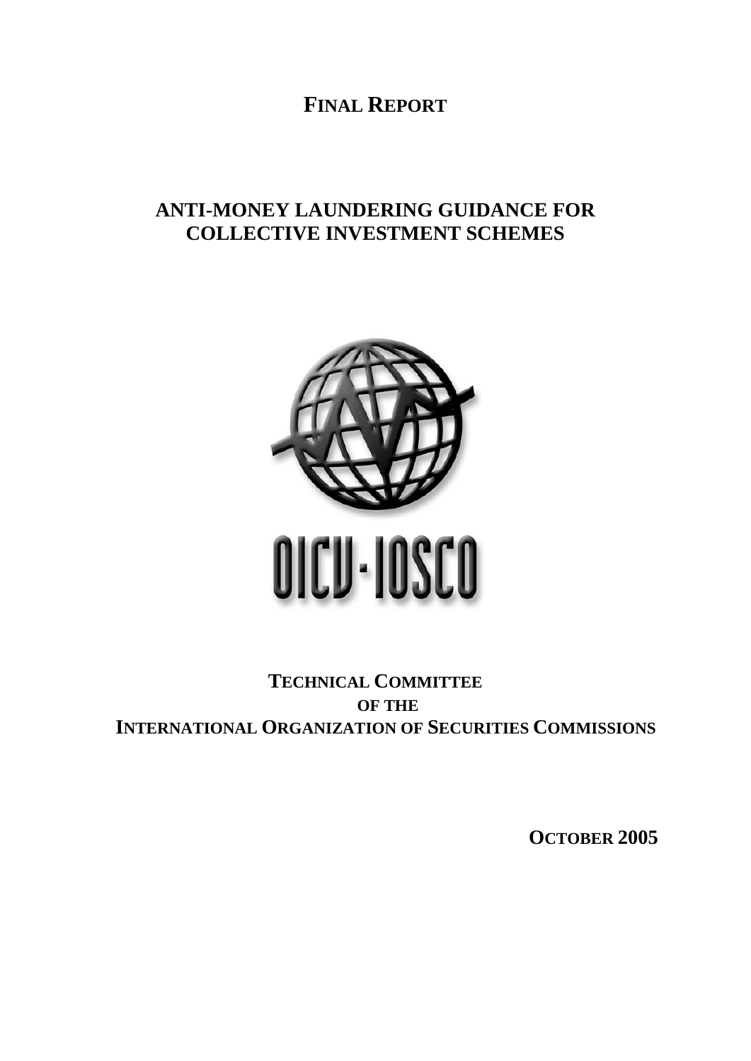# FINAL REPORT

## ANTI-MONEY LAUNDERING GUIDANCE FOR COLLECTIVE INVESTMENT SCHEMES

OICU-IOSCO

**TECHNICAL COMMITTEE**
**OF THE**
**INTERNATIONAL ORGANIZATION OF SECURITIES COMMISSIONS**

**OCTOBER 2005**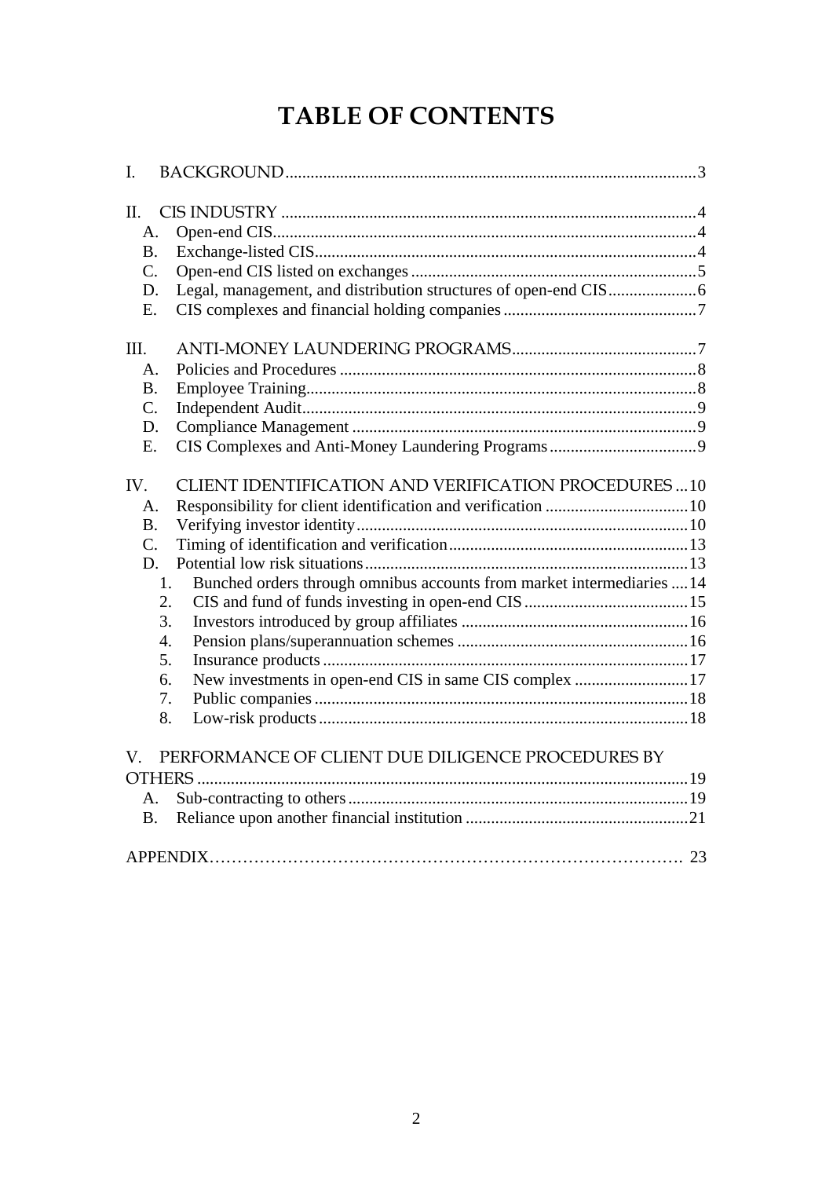# TABLE OF CONTENTS

I. BACKGROUND .......... 3

II. CIS INDUSTRY .......... 4
- A. Open-end CIS .......... 4
- B. Exchange-listed CIS .......... 4
- C. Open-end CIS listed on exchanges .......... 5
- D. Legal, management, and distribution structures of open-end CIS .......... 6
- E. CIS complexes and financial holding companies .......... 7

III. ANTI-MONEY LAUNDERING PROGRAMS .......... 7
- A. Policies and Procedures .......... 8
- B. Employee Training .......... 8
- C. Independent Audit .......... 9
- D. Compliance Management .......... 9
- E. CIS Complexes and Anti-Money Laundering Programs .......... 9

IV. CLIENT IDENTIFICATION AND VERIFICATION PROCEDURES .......... 10
- A. Responsibility for client identification and verification .......... 10
- B. Verifying investor identity .......... 10
- C. Timing of identification and verification .......... 13
- D. Potential low risk situations .......... 13
  1. Bunched orders through omnibus accounts from market intermediaries .......... 14
  2. CIS and fund of funds investing in open-end CIS .......... 15
  3. Investors introduced by group affiliates .......... 16
  4. Pension plans/superannuation schemes .......... 16
  5. Insurance products .......... 17
  6. New investments in open-end CIS in same CIS complex .......... 17
  7. Public companies .......... 18
  8. Low-risk products .......... 18

V. PERFORMANCE OF CLIENT DUE DILIGENCE PROCEDURES BY OTHERS .......... 19
- A. Sub-contracting to others .......... 19
- B. Reliance upon another financial institution .......... 21

APPENDIX .......... 23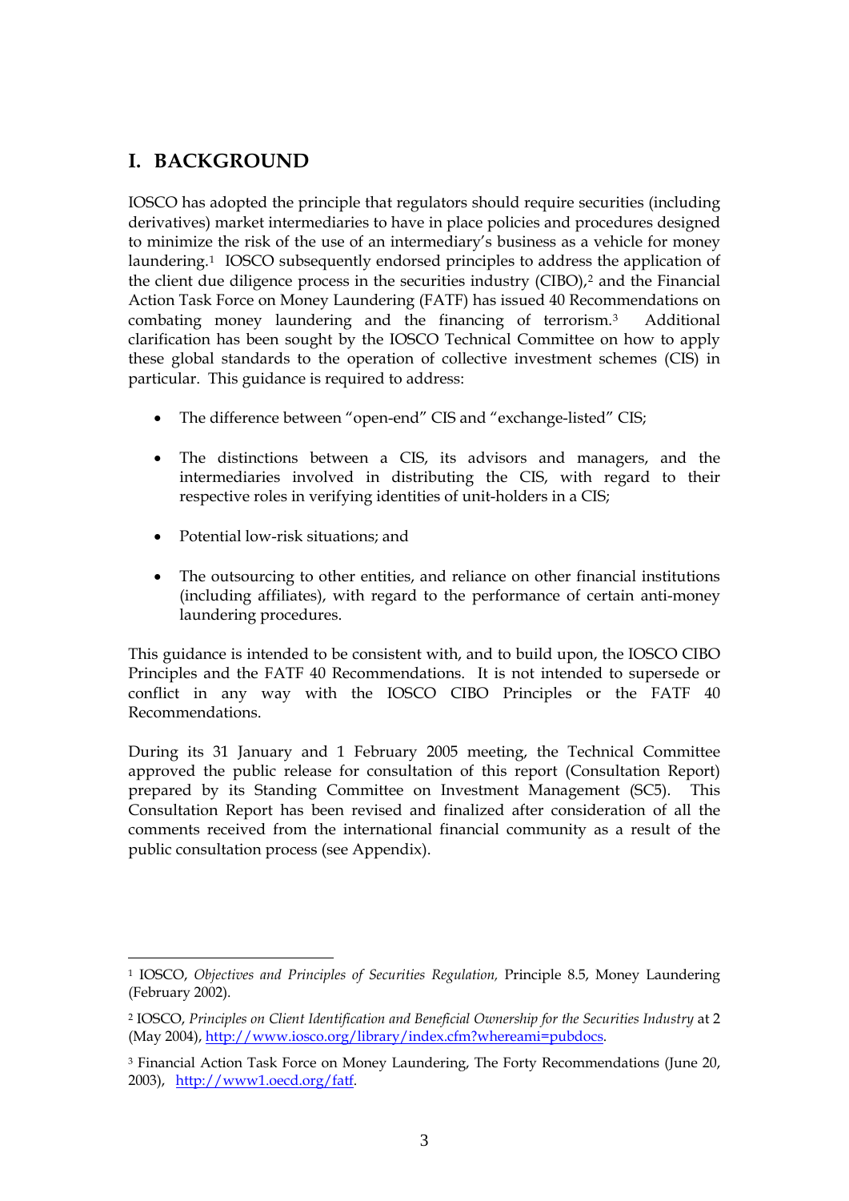## I. BACKGROUND

IOSCO has adopted the principle that regulators should require securities (including derivatives) market intermediaries to have in place policies and procedures designed to minimize the risk of the use of an intermediary's business as a vehicle for money laundering.[1] IOSCO subsequently endorsed principles to address the application of the client due diligence process in the securities industry (CIBO),[2] and the Financial Action Task Force on Money Laundering (FATF) has issued 40 Recommendations on combating money laundering and the financing of terrorism.[3] Additional clarification has been sought by the IOSCO Technical Committee on how to apply these global standards to the operation of collective investment schemes (CIS) in particular. This guidance is required to address:

- The difference between "open-end" CIS and "exchange-listed" CIS;
- The distinctions between a CIS, its advisors and managers, and the intermediaries involved in distributing the CIS, with regard to their respective roles in verifying identities of unit-holders in a CIS;
- Potential low-risk situations; and
- The outsourcing to other entities, and reliance on other financial institutions (including affiliates), with regard to the performance of certain anti-money laundering procedures.

This guidance is intended to be consistent with, and to build upon, the IOSCO CIBO Principles and the FATF 40 Recommendations. It is not intended to supersede or conflict in any way with the IOSCO CIBO Principles or the FATF 40 Recommendations.

During its 31 January and 1 February 2005 meeting, the Technical Committee approved the public release for consultation of this report (Consultation Report) prepared by its Standing Committee on Investment Management (SC5). This Consultation Report has been revised and finalized after consideration of all the comments received from the international financial community as a result of the public consultation process (see Appendix).

---

[1] IOSCO, *Objectives and Principles of Securities Regulation,* Principle 8.5, Money Laundering (February 2002).

[2] IOSCO, *Principles on Client Identification and Beneficial Ownership for the Securities Industry* at 2 (May 2004), http://www.iosco.org/library/index.cfm?whereami=pubdocs.

[3] Financial Action Task Force on Money Laundering, The Forty Recommendations (June 20, 2003), http://www1.oecd.org/fatf.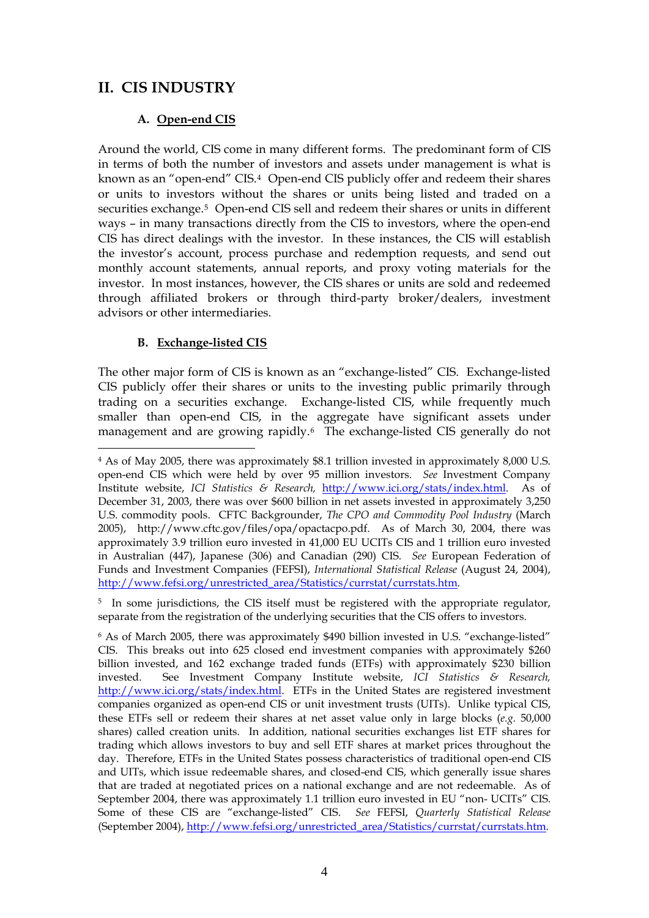## II. CIS INDUSTRY

### A. Open-end CIS

Around the world, CIS come in many different forms. The predominant form of CIS in terms of both the number of investors and assets under management is what is known as an "open-end" CIS.[4] Open-end CIS publicly offer and redeem their shares or units to investors without the shares or units being listed and traded on a securities exchange.[5] Open-end CIS sell and redeem their shares or units in different ways – in many transactions directly from the CIS to investors, where the open-end CIS has direct dealings with the investor. In these instances, the CIS will establish the investor's account, process purchase and redemption requests, and send out monthly account statements, annual reports, and proxy voting materials for the investor. In most instances, however, the CIS shares or units are sold and redeemed through affiliated brokers or through third-party broker/dealers, investment advisors or other intermediaries.

### B. Exchange-listed CIS

The other major form of CIS is known as an "exchange-listed" CIS. Exchange-listed CIS publicly offer their shares or units to the investing public primarily through trading on a securities exchange. Exchange-listed CIS, while frequently much smaller than open-end CIS, in the aggregate have significant assets under management and are growing rapidly.[6] The exchange-listed CIS generally do not

---

[4] As of May 2005, there was approximately $8.1 trillion invested in approximately 8,000 U.S. open-end CIS which were held by over 95 million investors. *See* Investment Company Institute website, *ICI Statistics & Research,* http://www.ici.org/stats/index.html. As of December 31, 2003, there was over $600 billion in net assets invested in approximately 3,250 U.S. commodity pools. CFTC Backgrounder, *The CPO and Commodity Pool Industry* (March 2005), http://www.cftc.gov/files/opa/opactacpo.pdf. As of March 30, 2004, there was approximately 3.9 trillion euro invested in 41,000 EU UCITs CIS and 1 trillion euro invested in Australian (447), Japanese (306) and Canadian (290) CIS. *See* European Federation of Funds and Investment Companies (FEFSI), *International Statistical Release* (August 24, 2004), http://www.fefsi.org/unrestricted_area/Statistics/currstat/currstats.htm.

[5] In some jurisdictions, the CIS itself must be registered with the appropriate regulator, separate from the registration of the underlying securities that the CIS offers to investors.

[6] As of March 2005, there was approximately $490 billion invested in U.S. "exchange-listed" CIS. This breaks out into 625 closed end investment companies with approximately $260 billion invested, and 162 exchange traded funds (ETFs) with approximately $230 billion invested. See Investment Company Institute website, *ICI Statistics & Research,* http://www.ici.org/stats/index.html. ETFs in the United States are registered investment companies organized as open-end CIS or unit investment trusts (UITs). Unlike typical CIS, these ETFs sell or redeem their shares at net asset value only in large blocks (*e.g.* 50,000 shares) called creation units. In addition, national securities exchanges list ETF shares for trading which allows investors to buy and sell ETF shares at market prices throughout the day. Therefore, ETFs in the United States possess characteristics of traditional open-end CIS and UITs, which issue redeemable shares, and closed-end CIS, which generally issue shares that are traded at negotiated prices on a national exchange and are not redeemable. As of September 2004, there was approximately 1.1 trillion euro invested in EU "non- UCITs" CIS. Some of these CIS are "exchange-listed" CIS. *See* FEFSI, *Quarterly Statistical Release* (September 2004), http://www.fefsi.org/unrestricted_area/Statistics/currstat/currstats.htm.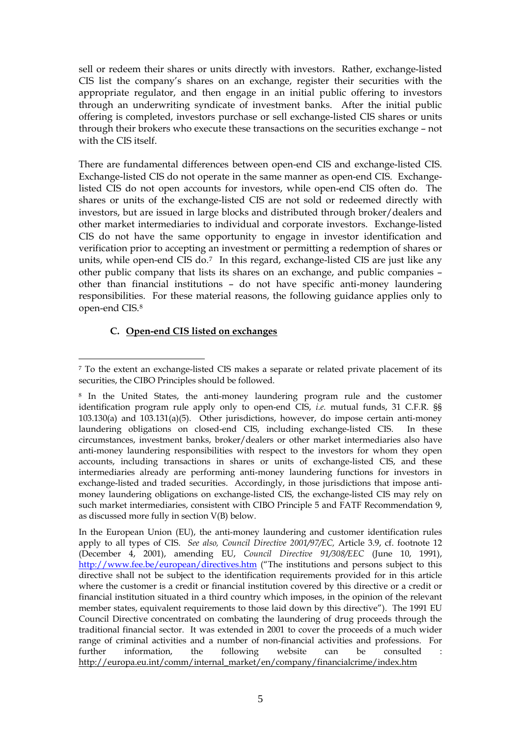sell or redeem their shares or units directly with investors. Rather, exchange-listed CIS list the company's shares on an exchange, register their securities with the appropriate regulator, and then engage in an initial public offering to investors through an underwriting syndicate of investment banks. After the initial public offering is completed, investors purchase or sell exchange-listed CIS shares or units through their brokers who execute these transactions on the securities exchange – not with the CIS itself.

There are fundamental differences between open-end CIS and exchange-listed CIS. Exchange-listed CIS do not operate in the same manner as open-end CIS. Exchange-listed CIS do not open accounts for investors, while open-end CIS often do. The shares or units of the exchange-listed CIS are not sold or redeemed directly with investors, but are issued in large blocks and distributed through broker/dealers and other market intermediaries to individual and corporate investors. Exchange-listed CIS do not have the same opportunity to engage in investor identification and verification prior to accepting an investment or permitting a redemption of shares or units, while open-end CIS do.[7] In this regard, exchange-listed CIS are just like any other public company that lists its shares on an exchange, and public companies – other than financial institutions – do not have specific anti-money laundering responsibilities. For these material reasons, the following guidance applies only to open-end CIS.[8]

### C. Open-end CIS listed on exchanges

---

[7] To the extent an exchange-listed CIS makes a separate or related private placement of its securities, the CIBO Principles should be followed.

[8] In the United States, the anti-money laundering program rule and the customer identification program rule apply only to open-end CIS, *i.e.* mutual funds, 31 C.F.R. §§ 103.130(a) and 103.131(a)(5). Other jurisdictions, however, do impose certain anti-money laundering obligations on closed-end CIS, including exchange-listed CIS. In these circumstances, investment banks, broker/dealers or other market intermediaries also have anti-money laundering responsibilities with respect to the investors for whom they open accounts, including transactions in shares or units of exchange-listed CIS, and these intermediaries already are performing anti-money laundering functions for investors in exchange-listed and traded securities. Accordingly, in those jurisdictions that impose anti-money laundering obligations on exchange-listed CIS, the exchange-listed CIS may rely on such market intermediaries, consistent with CIBO Principle 5 and FATF Recommendation 9, as discussed more fully in section V(B) below.

In the European Union (EU), the anti-money laundering and customer identification rules apply to all types of CIS. *See also, Council Directive 2001/97/EC,* Article 3.9, cf. footnote 12 (December 4, 2001), amending EU, *Council Directive 91/308/EEC* (June 10, 1991), http://www.fee.be/european/directives.htm ("The institutions and persons subject to this directive shall not be subject to the identification requirements provided for in this article where the customer is a credit or financial institution covered by this directive or a credit or financial institution situated in a third country which imposes, in the opinion of the relevant member states, equivalent requirements to those laid down by this directive"). The 1991 EU Council Directive concentrated on combating the laundering of drug proceeds through the traditional financial sector. It was extended in 2001 to cover the proceeds of a much wider range of criminal activities and a number of non-financial activities and professions. For further information, the following website can be consulted : http://europa.eu.int/comm/internal_market/en/company/financialcrime/index.htm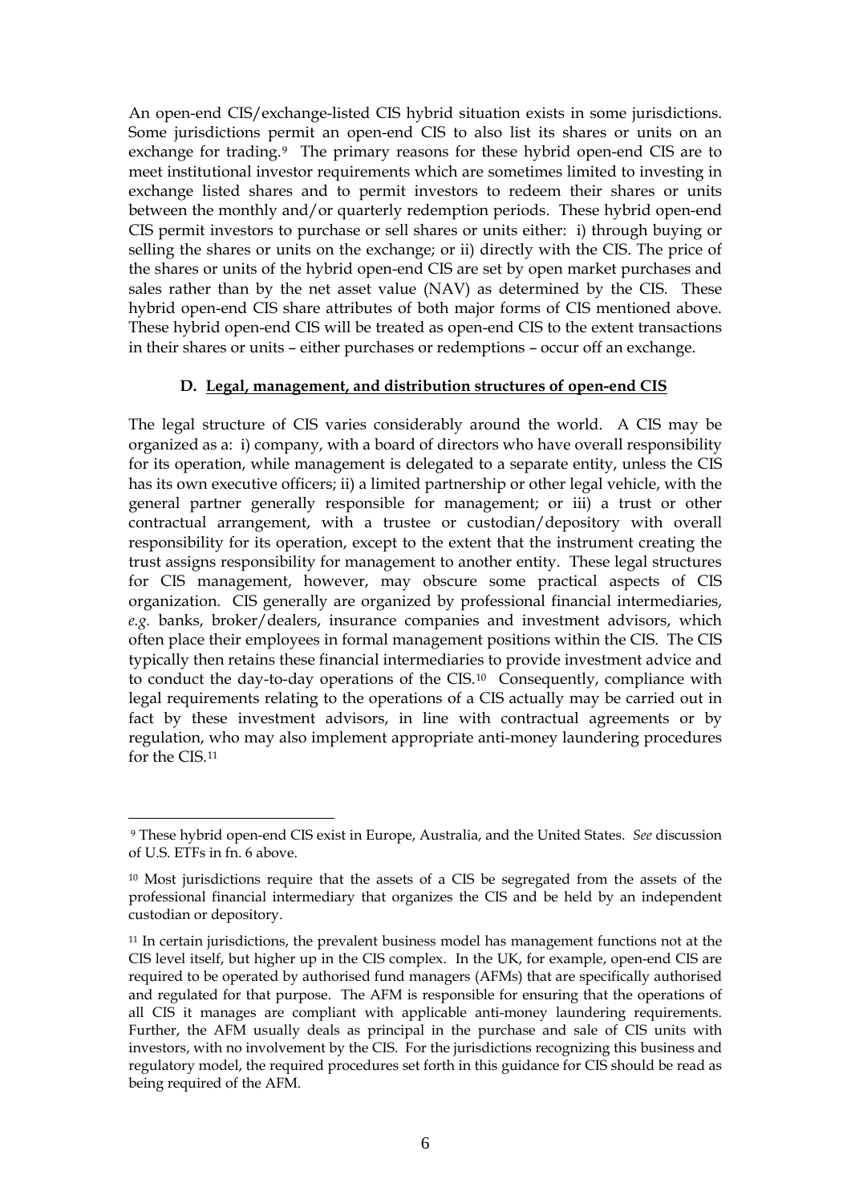An open-end CIS/exchange-listed CIS hybrid situation exists in some jurisdictions. Some jurisdictions permit an open-end CIS to also list its shares or units on an exchange for trading.[9] The primary reasons for these hybrid open-end CIS are to meet institutional investor requirements which are sometimes limited to investing in exchange listed shares and to permit investors to redeem their shares or units between the monthly and/or quarterly redemption periods. These hybrid open-end CIS permit investors to purchase or sell shares or units either: i) through buying or selling the shares or units on the exchange; or ii) directly with the CIS. The price of the shares or units of the hybrid open-end CIS are set by open market purchases and sales rather than by the net asset value (NAV) as determined by the CIS. These hybrid open-end CIS share attributes of both major forms of CIS mentioned above. These hybrid open-end CIS will be treated as open-end CIS to the extent transactions in their shares or units – either purchases or redemptions – occur off an exchange.

### D. Legal, management, and distribution structures of open-end CIS

The legal structure of CIS varies considerably around the world. A CIS may be organized as a: i) company, with a board of directors who have overall responsibility for its operation, while management is delegated to a separate entity, unless the CIS has its own executive officers; ii) a limited partnership or other legal vehicle, with the general partner generally responsible for management; or iii) a trust or other contractual arrangement, with a trustee or custodian/depository with overall responsibility for its operation, except to the extent that the instrument creating the trust assigns responsibility for management to another entity. These legal structures for CIS management, however, may obscure some practical aspects of CIS organization. CIS generally are organized by professional financial intermediaries, *e.g.* banks, broker/dealers, insurance companies and investment advisors, which often place their employees in formal management positions within the CIS. The CIS typically then retains these financial intermediaries to provide investment advice and to conduct the day-to-day operations of the CIS.[10] Consequently, compliance with legal requirements relating to the operations of a CIS actually may be carried out in fact by these investment advisors, in line with contractual agreements or by regulation, who may also implement appropriate anti-money laundering procedures for the CIS.[11]

---

[9] These hybrid open-end CIS exist in Europe, Australia, and the United States. *See* discussion of U.S. ETFs in fn. 6 above.

[10] Most jurisdictions require that the assets of a CIS be segregated from the assets of the professional financial intermediary that organizes the CIS and be held by an independent custodian or depository.

[11] In certain jurisdictions, the prevalent business model has management functions not at the CIS level itself, but higher up in the CIS complex. In the UK, for example, open-end CIS are required to be operated by authorised fund managers (AFMs) that are specifically authorised and regulated for that purpose. The AFM is responsible for ensuring that the operations of all CIS it manages are compliant with applicable anti-money laundering requirements. Further, the AFM usually deals as principal in the purchase and sale of CIS units with investors, with no involvement by the CIS. For the jurisdictions recognizing this business and regulatory model, the required procedures set forth in this guidance for CIS should be read as being required of the AFM.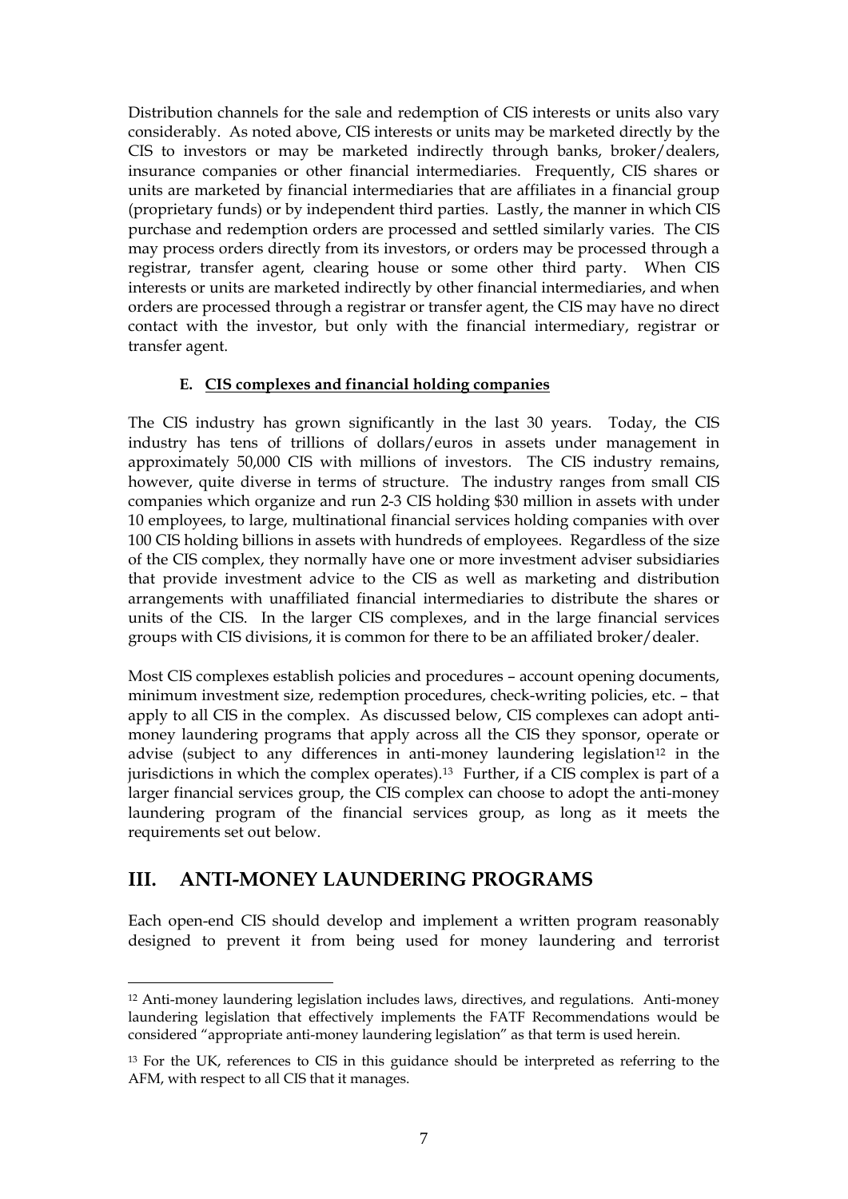Distribution channels for the sale and redemption of CIS interests or units also vary considerably. As noted above, CIS interests or units may be marketed directly by the CIS to investors or may be marketed indirectly through banks, broker/dealers, insurance companies or other financial intermediaries. Frequently, CIS shares or units are marketed by financial intermediaries that are affiliates in a financial group (proprietary funds) or by independent third parties. Lastly, the manner in which CIS purchase and redemption orders are processed and settled similarly varies. The CIS may process orders directly from its investors, or orders may be processed through a registrar, transfer agent, clearing house or some other third party. When CIS interests or units are marketed indirectly by other financial intermediaries, and when orders are processed through a registrar or transfer agent, the CIS may have no direct contact with the investor, but only with the financial intermediary, registrar or transfer agent.

### E. CIS complexes and financial holding companies

The CIS industry has grown significantly in the last 30 years. Today, the CIS industry has tens of trillions of dollars/euros in assets under management in approximately 50,000 CIS with millions of investors. The CIS industry remains, however, quite diverse in terms of structure. The industry ranges from small CIS companies which organize and run 2-3 CIS holding $30 million in assets with under 10 employees, to large, multinational financial services holding companies with over 100 CIS holding billions in assets with hundreds of employees. Regardless of the size of the CIS complex, they normally have one or more investment adviser subsidiaries that provide investment advice to the CIS as well as marketing and distribution arrangements with unaffiliated financial intermediaries to distribute the shares or units of the CIS. In the larger CIS complexes, and in the large financial services groups with CIS divisions, it is common for there to be an affiliated broker/dealer.

Most CIS complexes establish policies and procedures – account opening documents, minimum investment size, redemption procedures, check-writing policies, etc. – that apply to all CIS in the complex. As discussed below, CIS complexes can adopt anti-money laundering programs that apply across all the CIS they sponsor, operate or advise (subject to any differences in anti-money laundering legislation[12] in the jurisdictions in which the complex operates).[13] Further, if a CIS complex is part of a larger financial services group, the CIS complex can choose to adopt the anti-money laundering program of the financial services group, as long as it meets the requirements set out below.

## III. ANTI-MONEY LAUNDERING PROGRAMS

Each open-end CIS should develop and implement a written program reasonably designed to prevent it from being used for money laundering and terrorist

---

[12] Anti-money laundering legislation includes laws, directives, and regulations. Anti-money laundering legislation that effectively implements the FATF Recommendations would be considered "appropriate anti-money laundering legislation" as that term is used herein.

[13] For the UK, references to CIS in this guidance should be interpreted as referring to the AFM, with respect to all CIS that it manages.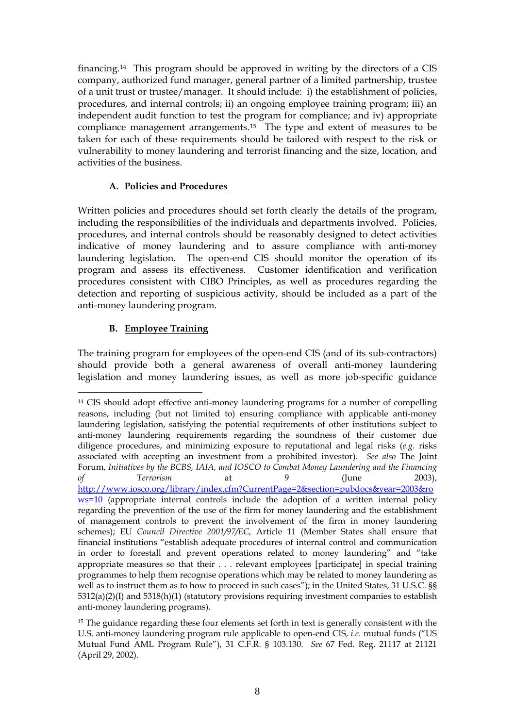financing.[14] This program should be approved in writing by the directors of a CIS company, authorized fund manager, general partner of a limited partnership, trustee of a unit trust or trustee/manager. It should include: i) the establishment of policies, procedures, and internal controls; ii) an ongoing employee training program; iii) an independent audit function to test the program for compliance; and iv) appropriate compliance management arrangements.[15] The type and extent of measures to be taken for each of these requirements should be tailored with respect to the risk or vulnerability to money laundering and terrorist financing and the size, location, and activities of the business.

### A. Policies and Procedures

Written policies and procedures should set forth clearly the details of the program, including the responsibilities of the individuals and departments involved. Policies, procedures, and internal controls should be reasonably designed to detect activities indicative of money laundering and to assure compliance with anti-money laundering legislation. The open-end CIS should monitor the operation of its program and assess its effectiveness. Customer identification and verification procedures consistent with CIBO Principles, as well as procedures regarding the detection and reporting of suspicious activity, should be included as a part of the anti-money laundering program.

### B. Employee Training

The training program for employees of the open-end CIS (and of its sub-contractors) should provide both a general awareness of overall anti-money laundering legislation and money laundering issues, as well as more job-specific guidance

---

[14] CIS should adopt effective anti-money laundering programs for a number of compelling reasons, including (but not limited to) ensuring compliance with applicable anti-money laundering legislation, satisfying the potential requirements of other institutions subject to anti-money laundering requirements regarding the soundness of their customer due diligence procedures, and minimizing exposure to reputational and legal risks (*e.g.* risks associated with accepting an investment from a prohibited investor). *See also* The Joint Forum, *Initiatives by the BCBS, IAIA, and IOSCO to Combat Money Laundering and the Financing of Terrorism* at 9 (June 2003), http://www.iosco.org/library/index.cfm?CurrentPage=2&section=pubdocs&year=2003&rows=10 (appropriate internal controls include the adoption of a written internal policy regarding the prevention of the use of the firm for money laundering and the establishment of management controls to prevent the involvement of the firm in money laundering schemes); EU *Council Directive 2001/97/EC,* Article 11 (Member States shall ensure that financial institutions "establish adequate procedures of internal control and communication in order to forestall and prevent operations related to money laundering" and "take appropriate measures so that their . . . relevant employees [participate] in special training programmes to help them recognise operations which may be related to money laundering as well as to instruct them as to how to proceed in such cases"); in the United States, 31 U.S.C. §§ 5312(a)(2)(I) and 5318(h)(1) (statutory provisions requiring investment companies to establish anti-money laundering programs).

[15] The guidance regarding these four elements set forth in text is generally consistent with the U.S. anti-money laundering program rule applicable to open-end CIS, *i.e.* mutual funds ("US Mutual Fund AML Program Rule"), 31 C.F.R. § 103.130. *See* 67 Fed. Reg. 21117 at 21121 (April 29, 2002).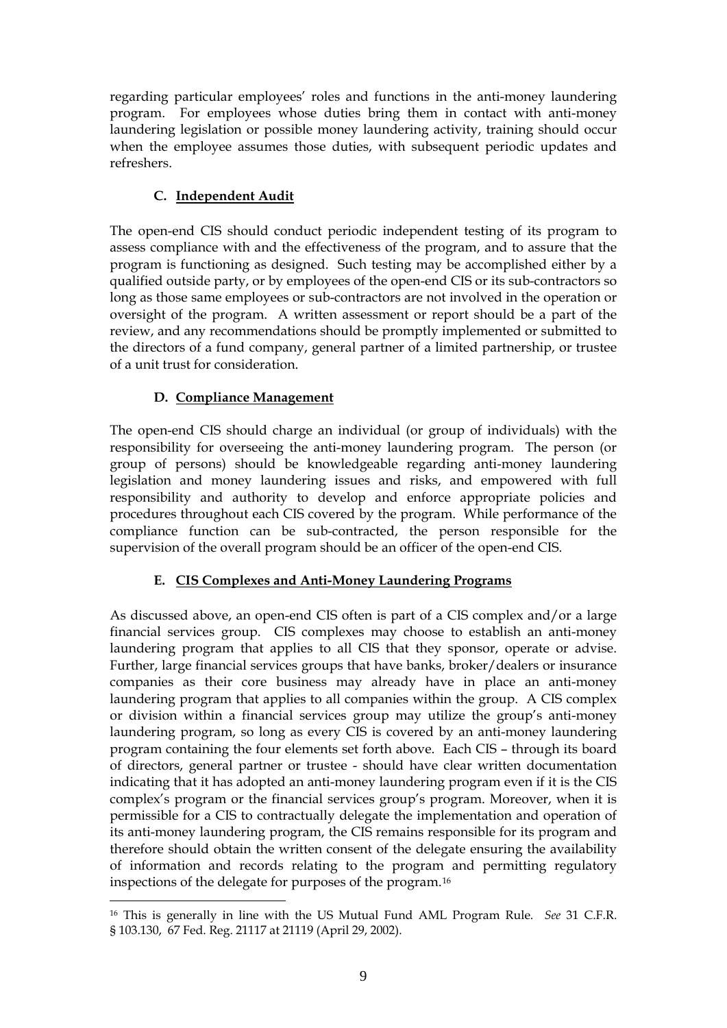regarding particular employees' roles and functions in the anti-money laundering program. For employees whose duties bring them in contact with anti-money laundering legislation or possible money laundering activity, training should occur when the employee assumes those duties, with subsequent periodic updates and refreshers.

### C. <u>Independent Audit</u>

The open-end CIS should conduct periodic independent testing of its program to assess compliance with and the effectiveness of the program, and to assure that the program is functioning as designed. Such testing may be accomplished either by a qualified outside party, or by employees of the open-end CIS or its sub-contractors so long as those same employees or sub-contractors are not involved in the operation or oversight of the program. A written assessment or report should be a part of the review, and any recommendations should be promptly implemented or submitted to the directors of a fund company, general partner of a limited partnership, or trustee of a unit trust for consideration.

### D. <u>Compliance Management</u>

The open-end CIS should charge an individual (or group of individuals) with the responsibility for overseeing the anti-money laundering program. The person (or group of persons) should be knowledgeable regarding anti-money laundering legislation and money laundering issues and risks, and empowered with full responsibility and authority to develop and enforce appropriate policies and procedures throughout each CIS covered by the program. While performance of the compliance function can be sub-contracted, the person responsible for the supervision of the overall program should be an officer of the open-end CIS.

### E. <u>CIS Complexes and Anti-Money Laundering Programs</u>

As discussed above, an open-end CIS often is part of a CIS complex and/or a large financial services group. CIS complexes may choose to establish an anti-money laundering program that applies to all CIS that they sponsor, operate or advise. Further, large financial services groups that have banks, broker/dealers or insurance companies as their core business may already have in place an anti-money laundering program that applies to all companies within the group. A CIS complex or division within a financial services group may utilize the group's anti-money laundering program, so long as every CIS is covered by an anti-money laundering program containing the four elements set forth above. Each CIS – through its board of directors, general partner or trustee - should have clear written documentation indicating that it has adopted an anti-money laundering program even if it is the CIS complex's program or the financial services group's program. Moreover, when it is permissible for a CIS to contractually delegate the implementation and operation of its anti-money laundering program, the CIS remains responsible for its program and therefore should obtain the written consent of the delegate ensuring the availability of information and records relating to the program and permitting regulatory inspections of the delegate for purposes of the program.[16]

---

[16] This is generally in line with the US Mutual Fund AML Program Rule. *See* 31 C.F.R. § 103.130, 67 Fed. Reg. 21117 at 21119 (April 29, 2002).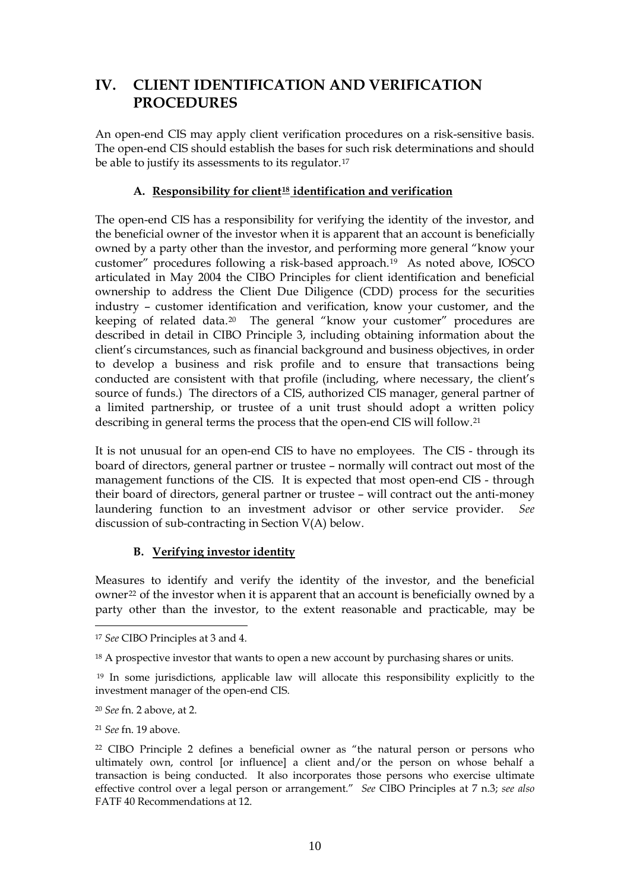# IV. CLIENT IDENTIFICATION AND VERIFICATION PROCEDURES

An open-end CIS may apply client verification procedures on a risk-sensitive basis. The open-end CIS should establish the bases for such risk determinations and should be able to justify its assessments to its regulator.[17]

### A. Responsibility for client[18] identification and verification

The open-end CIS has a responsibility for verifying the identity of the investor, and the beneficial owner of the investor when it is apparent that an account is beneficially owned by a party other than the investor, and performing more general "know your customer" procedures following a risk-based approach.[19] As noted above, IOSCO articulated in May 2004 the CIBO Principles for client identification and beneficial ownership to address the Client Due Diligence (CDD) process for the securities industry – customer identification and verification, know your customer, and the keeping of related data.[20] The general "know your customer" procedures are described in detail in CIBO Principle 3, including obtaining information about the client's circumstances, such as financial background and business objectives, in order to develop a business and risk profile and to ensure that transactions being conducted are consistent with that profile (including, where necessary, the client's source of funds.) The directors of a CIS, authorized CIS manager, general partner of a limited partnership, or trustee of a unit trust should adopt a written policy describing in general terms the process that the open-end CIS will follow.[21]

It is not unusual for an open-end CIS to have no employees. The CIS - through its board of directors, general partner or trustee – normally will contract out most of the management functions of the CIS. It is expected that most open-end CIS - through their board of directors, general partner or trustee – will contract out the anti-money laundering function to an investment advisor or other service provider. *See* discussion of sub-contracting in Section V(A) below.

### B. Verifying investor identity

Measures to identify and verify the identity of the investor, and the beneficial owner[22] of the investor when it is apparent that an account is beneficially owned by a party other than the investor, to the extent reasonable and practicable, may be

---

[17] *See* CIBO Principles at 3 and 4.

[18] A prospective investor that wants to open a new account by purchasing shares or units.

[19] In some jurisdictions, applicable law will allocate this responsibility explicitly to the investment manager of the open-end CIS.

[20] *See* fn. 2 above, at 2.

[21] *See* fn. 19 above.

[22] CIBO Principle 2 defines a beneficial owner as "the natural person or persons who ultimately own, control [or influence] a client and/or the person on whose behalf a transaction is being conducted. It also incorporates those persons who exercise ultimate effective control over a legal person or arrangement." *See* CIBO Principles at 7 n.3; *see also* FATF 40 Recommendations at 12.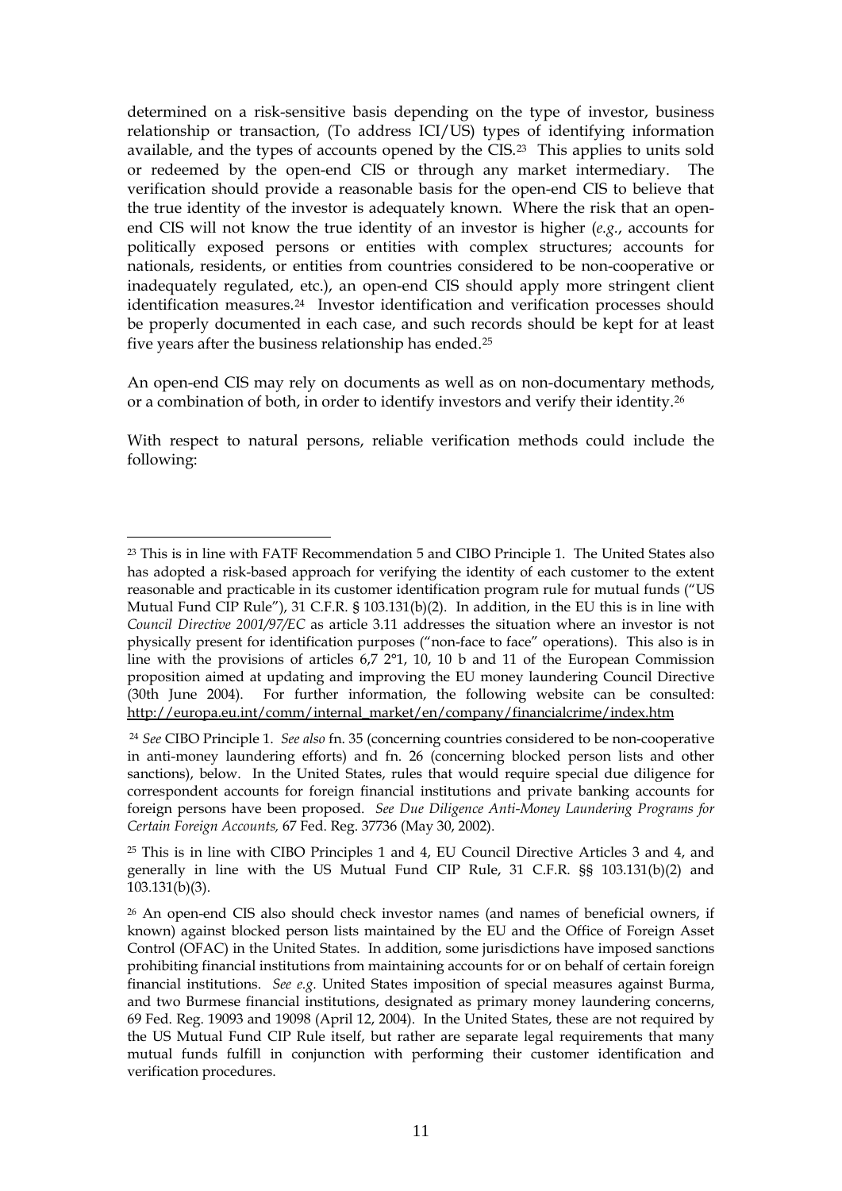determined on a risk-sensitive basis depending on the type of investor, business relationship or transaction, (To address ICI/US) types of identifying information available, and the types of accounts opened by the CIS.[23] This applies to units sold or redeemed by the open-end CIS or through any market intermediary. The verification should provide a reasonable basis for the open-end CIS to believe that the true identity of the investor is adequately known. Where the risk that an open-end CIS will not know the true identity of an investor is higher (*e.g.*, accounts for politically exposed persons or entities with complex structures; accounts for nationals, residents, or entities from countries considered to be non-cooperative or inadequately regulated, etc.), an open-end CIS should apply more stringent client identification measures.[24] Investor identification and verification processes should be properly documented in each case, and such records should be kept for at least five years after the business relationship has ended.[25]

An open-end CIS may rely on documents as well as on non-documentary methods, or a combination of both, in order to identify investors and verify their identity.[26]

With respect to natural persons, reliable verification methods could include the following:

---

[23] This is in line with FATF Recommendation 5 and CIBO Principle 1. The United States also has adopted a risk-based approach for verifying the identity of each customer to the extent reasonable and practicable in its customer identification program rule for mutual funds ("US Mutual Fund CIP Rule"), 31 C.F.R. § 103.131(b)(2). In addition, in the EU this is in line with *Council Directive 2001/97/EC* as article 3.11 addresses the situation where an investor is not physically present for identification purposes ("non-face to face" operations). This also is in line with the provisions of articles 6,7 2°1, 10, 10 b and 11 of the European Commission proposition aimed at updating and improving the EU money laundering Council Directive (30th June 2004). For further information, the following website can be consulted: http://europa.eu.int/comm/internal_market/en/company/financialcrime/index.htm

[24] *See* CIBO Principle 1. *See also* fn. 35 (concerning countries considered to be non-cooperative in anti-money laundering efforts) and fn. 26 (concerning blocked person lists and other sanctions), below. In the United States, rules that would require special due diligence for correspondent accounts for foreign financial institutions and private banking accounts for foreign persons have been proposed. *See Due Diligence Anti-Money Laundering Programs for Certain Foreign Accounts,* 67 Fed. Reg. 37736 (May 30, 2002).

[25] This is in line with CIBO Principles 1 and 4, EU Council Directive Articles 3 and 4, and generally in line with the US Mutual Fund CIP Rule, 31 C.F.R. §§ 103.131(b)(2) and 103.131(b)(3).

[26] An open-end CIS also should check investor names (and names of beneficial owners, if known) against blocked person lists maintained by the EU and the Office of Foreign Asset Control (OFAC) in the United States. In addition, some jurisdictions have imposed sanctions prohibiting financial institutions from maintaining accounts for or on behalf of certain foreign financial institutions. *See e.g.* United States imposition of special measures against Burma, and two Burmese financial institutions, designated as primary money laundering concerns, 69 Fed. Reg. 19093 and 19098 (April 12, 2004). In the United States, these are not required by the US Mutual Fund CIP Rule itself, but rather are separate legal requirements that many mutual funds fulfill in conjunction with performing their customer identification and verification procedures.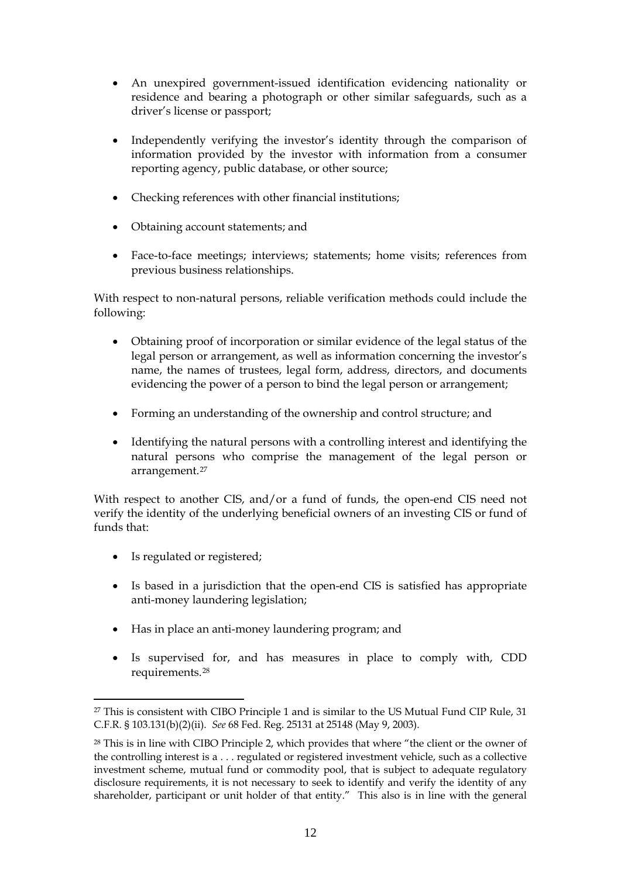- An unexpired government-issued identification evidencing nationality or residence and bearing a photograph or other similar safeguards, such as a driver's license or passport;

- Independently verifying the investor's identity through the comparison of information provided by the investor with information from a consumer reporting agency, public database, or other source;

- Checking references with other financial institutions;

- Obtaining account statements; and

- Face-to-face meetings; interviews; statements; home visits; references from previous business relationships.

With respect to non-natural persons, reliable verification methods could include the following:

- Obtaining proof of incorporation or similar evidence of the legal status of the legal person or arrangement, as well as information concerning the investor's name, the names of trustees, legal form, address, directors, and documents evidencing the power of a person to bind the legal person or arrangement;

- Forming an understanding of the ownership and control structure; and

- Identifying the natural persons with a controlling interest and identifying the natural persons who comprise the management of the legal person or arrangement.[27]

With respect to another CIS, and/or a fund of funds, the open-end CIS need not verify the identity of the underlying beneficial owners of an investing CIS or fund of funds that:

- Is regulated or registered;

- Is based in a jurisdiction that the open-end CIS is satisfied has appropriate anti-money laundering legislation;

- Has in place an anti-money laundering program; and

- Is supervised for, and has measures in place to comply with, CDD requirements.[28]

---

[27] This is consistent with CIBO Principle 1 and is similar to the US Mutual Fund CIP Rule, 31 C.F.R. § 103.131(b)(2)(ii). *See* 68 Fed. Reg. 25131 at 25148 (May 9, 2003).

[28] This is in line with CIBO Principle 2, which provides that where "the client or the owner of the controlling interest is a . . . regulated or registered investment vehicle, such as a collective investment scheme, mutual fund or commodity pool, that is subject to adequate regulatory disclosure requirements, it is not necessary to seek to identify and verify the identity of any shareholder, participant or unit holder of that entity." This also is in line with the general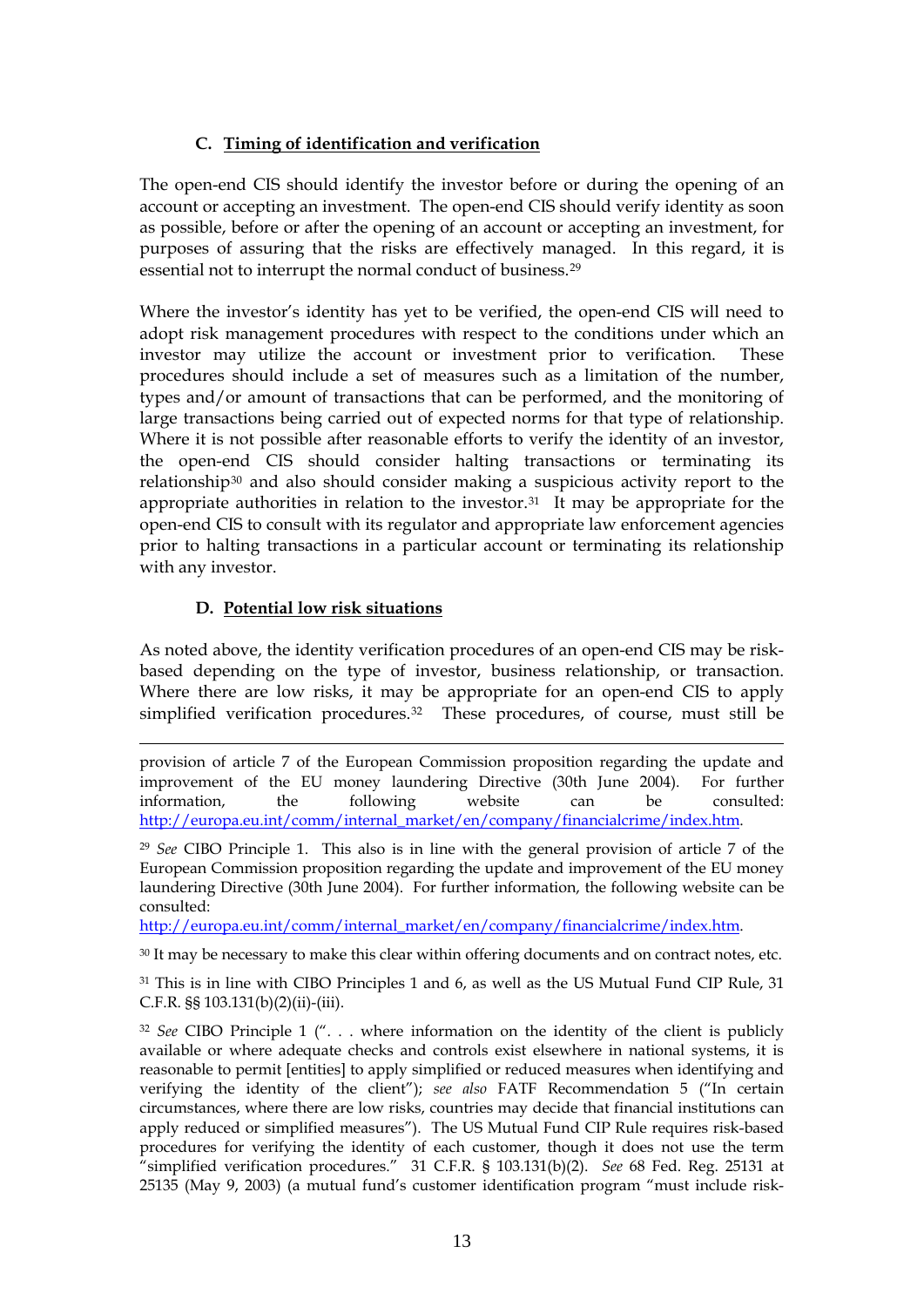### C. Timing of identification and verification

The open-end CIS should identify the investor before or during the opening of an account or accepting an investment. The open-end CIS should verify identity as soon as possible, before or after the opening of an account or accepting an investment, for purposes of assuring that the risks are effectively managed. In this regard, it is essential not to interrupt the normal conduct of business.[29]

Where the investor's identity has yet to be verified, the open-end CIS will need to adopt risk management procedures with respect to the conditions under which an investor may utilize the account or investment prior to verification. These procedures should include a set of measures such as a limitation of the number, types and/or amount of transactions that can be performed, and the monitoring of large transactions being carried out of expected norms for that type of relationship. Where it is not possible after reasonable efforts to verify the identity of an investor, the open-end CIS should consider halting transactions or terminating its relationship[30] and also should consider making a suspicious activity report to the appropriate authorities in relation to the investor.[31] It may be appropriate for the open-end CIS to consult with its regulator and appropriate law enforcement agencies prior to halting transactions in a particular account or terminating its relationship with any investor.

### D. Potential low risk situations

As noted above, the identity verification procedures of an open-end CIS may be risk-based depending on the type of investor, business relationship, or transaction. Where there are low risks, it may be appropriate for an open-end CIS to apply simplified verification procedures.[32] These procedures, of course, must still be

---

provision of article 7 of the European Commission proposition regarding the update and improvement of the EU money laundering Directive (30th June 2004). For further information, the following website can be consulted: http://europa.eu.int/comm/internal_market/en/company/financialcrime/index.htm.

[29] *See* CIBO Principle 1. This also is in line with the general provision of article 7 of the European Commission proposition regarding the update and improvement of the EU money laundering Directive (30th June 2004). For further information, the following website can be consulted: http://europa.eu.int/comm/internal_market/en/company/financialcrime/index.htm.

[30] It may be necessary to make this clear within offering documents and on contract notes, etc.

[31] This is in line with CIBO Principles 1 and 6, as well as the US Mutual Fund CIP Rule, 31 C.F.R. §§ 103.131(b)(2)(ii)-(iii).

[32] *See* CIBO Principle 1 (". . . where information on the identity of the client is publicly available or where adequate checks and controls exist elsewhere in national systems, it is reasonable to permit [entities] to apply simplified or reduced measures when identifying and verifying the identity of the client"); *see also* FATF Recommendation 5 ("In certain circumstances, where there are low risks, countries may decide that financial institutions can apply reduced or simplified measures"). The US Mutual Fund CIP Rule requires risk-based procedures for verifying the identity of each customer, though it does not use the term "simplified verification procedures." 31 C.F.R. § 103.131(b)(2). *See* 68 Fed. Reg. 25131 at 25135 (May 9, 2003) (a mutual fund's customer identification program "must include risk-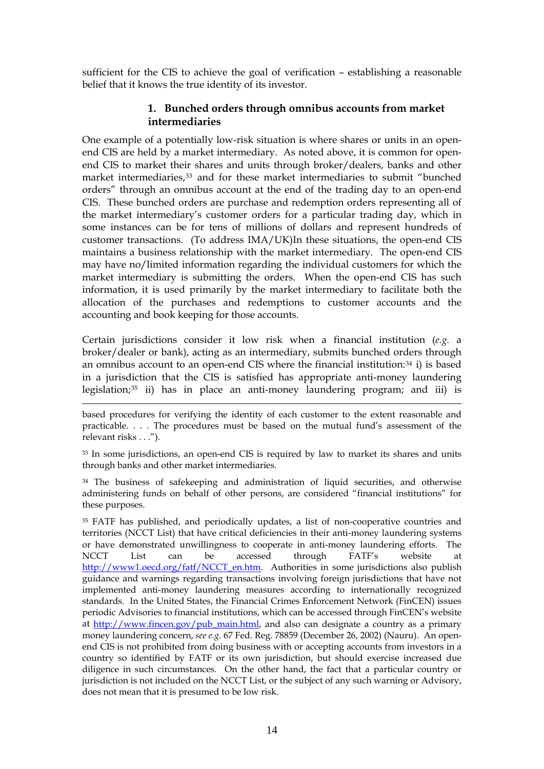sufficient for the CIS to achieve the goal of verification – establishing a reasonable belief that it knows the true identity of its investor.

### 1. Bunched orders through omnibus accounts from market intermediaries

One example of a potentially low-risk situation is where shares or units in an open-end CIS are held by a market intermediary. As noted above, it is common for open-end CIS to market their shares and units through broker/dealers, banks and other market intermediaries,[33] and for these market intermediaries to submit "bunched orders" through an omnibus account at the end of the trading day to an open-end CIS. These bunched orders are purchase and redemption orders representing all of the market intermediary's customer orders for a particular trading day, which in some instances can be for tens of millions of dollars and represent hundreds of customer transactions. (To address IMA/UK)In these situations, the open-end CIS maintains a business relationship with the market intermediary. The open-end CIS may have no/limited information regarding the individual customers for which the market intermediary is submitting the orders. When the open-end CIS has such information, it is used primarily by the market intermediary to facilitate both the allocation of the purchases and redemptions to customer accounts and the accounting and book keeping for those accounts.

Certain jurisdictions consider it low risk when a financial institution (*e.g.* a broker/dealer or bank), acting as an intermediary, submits bunched orders through an omnibus account to an open-end CIS where the financial institution:[34] i) is based in a jurisdiction that the CIS is satisfied has appropriate anti-money laundering legislation;[35] ii) has in place an anti-money laundering program; and iii) is

---

based procedures for verifying the identity of each customer to the extent reasonable and practicable. . . . The procedures must be based on the mutual fund's assessment of the relevant risks . . .").

[33] In some jurisdictions, an open-end CIS is required by law to market its shares and units through banks and other market intermediaries.

[34] The business of safekeeping and administration of liquid securities, and otherwise administering funds on behalf of other persons, are considered "financial institutions" for these purposes.

[35] FATF has published, and periodically updates, a list of non-cooperative countries and territories (NCCT List) that have critical deficiencies in their anti-money laundering systems or have demonstrated unwillingness to cooperate in anti-money laundering efforts. The NCCT List can be accessed through FATF's website at http://www1.oecd.org/fatf/NCCT_en.htm. Authorities in some jurisdictions also publish guidance and warnings regarding transactions involving foreign jurisdictions that have not implemented anti-money laundering measures according to internationally recognized standards. In the United States, the Financial Crimes Enforcement Network (FinCEN) issues periodic Advisories to financial institutions, which can be accessed through FinCEN's website at http://www.fincen.gov/pub_main.html, and also can designate a country as a primary money laundering concern, *see e.g.* 67 Fed. Reg. 78859 (December 26, 2002) (Nauru). An open-end CIS is not prohibited from doing business with or accepting accounts from investors in a country so identified by FATF or its own jurisdiction, but should exercise increased due diligence in such circumstances. On the other hand, the fact that a particular country or jurisdiction is not included on the NCCT List, or the subject of any such warning or Advisory, does not mean that it is presumed to be low risk.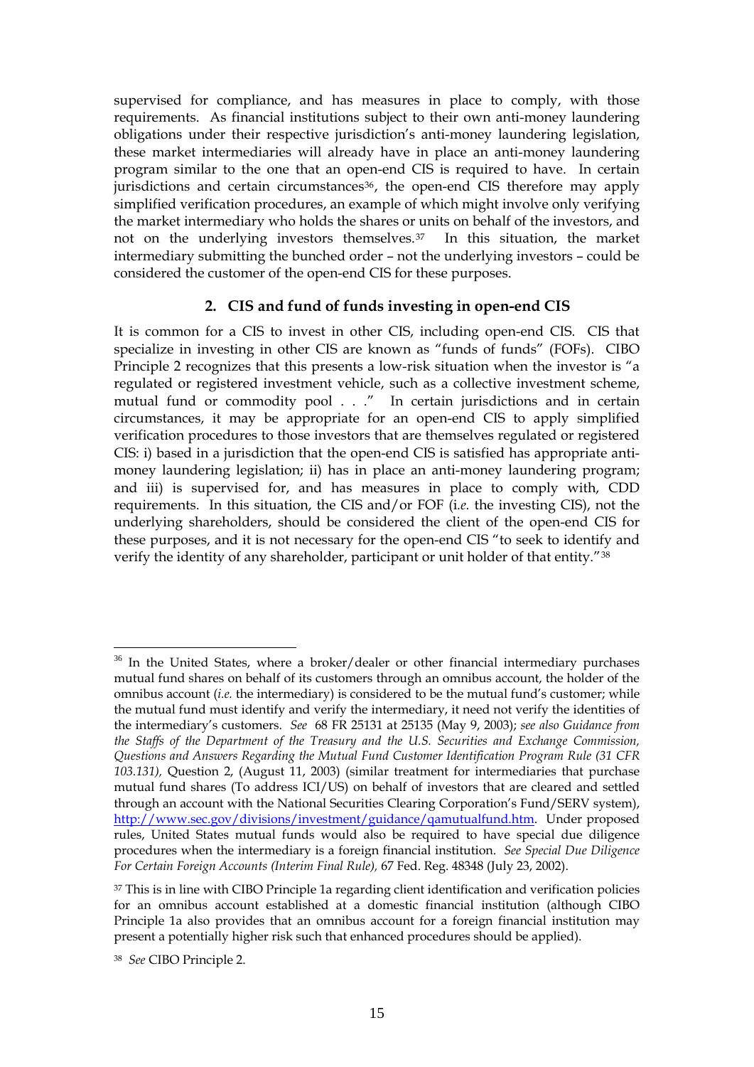supervised for compliance, and has measures in place to comply, with those requirements. As financial institutions subject to their own anti-money laundering obligations under their respective jurisdiction's anti-money laundering legislation, these market intermediaries will already have in place an anti-money laundering program similar to the one that an open-end CIS is required to have. In certain jurisdictions and certain circumstances[36], the open-end CIS therefore may apply simplified verification procedures, an example of which might involve only verifying the market intermediary who holds the shares or units on behalf of the investors, and not on the underlying investors themselves.[37] In this situation, the market intermediary submitting the bunched order – not the underlying investors – could be considered the customer of the open-end CIS for these purposes.

### 2. CIS and fund of funds investing in open-end CIS

It is common for a CIS to invest in other CIS, including open-end CIS. CIS that specialize in investing in other CIS are known as "funds of funds" (FOFs). CIBO Principle 2 recognizes that this presents a low-risk situation when the investor is "a regulated or registered investment vehicle, such as a collective investment scheme, mutual fund or commodity pool . . ." In certain jurisdictions and in certain circumstances, it may be appropriate for an open-end CIS to apply simplified verification procedures to those investors that are themselves regulated or registered CIS: i) based in a jurisdiction that the open-end CIS is satisfied has appropriate anti-money laundering legislation; ii) has in place an anti-money laundering program; and iii) is supervised for, and has measures in place to comply with, CDD requirements. In this situation, the CIS and/or FOF (*i.e.* the investing CIS), not the underlying shareholders, should be considered the client of the open-end CIS for these purposes, and it is not necessary for the open-end CIS "to seek to identify and verify the identity of any shareholder, participant or unit holder of that entity."[38]

---

[36] In the United States, where a broker/dealer or other financial intermediary purchases mutual fund shares on behalf of its customers through an omnibus account, the holder of the omnibus account (*i.e.* the intermediary) is considered to be the mutual fund's customer; while the mutual fund must identify and verify the intermediary, it need not verify the identities of the intermediary's customers. *See* 68 FR 25131 at 25135 (May 9, 2003); *see also Guidance from the Staffs of the Department of the Treasury and the U.S. Securities and Exchange Commission, Questions and Answers Regarding the Mutual Fund Customer Identification Program Rule (31 CFR 103.131),* Question 2, (August 11, 2003) (similar treatment for intermediaries that purchase mutual fund shares (To address ICI/US) on behalf of investors that are cleared and settled through an account with the National Securities Clearing Corporation's Fund/SERV system), http://www.sec.gov/divisions/investment/guidance/qamutualfund.htm. Under proposed rules, United States mutual funds would also be required to have special due diligence procedures when the intermediary is a foreign financial institution. *See Special Due Diligence For Certain Foreign Accounts (Interim Final Rule),* 67 Fed. Reg. 48348 (July 23, 2002).

[37] This is in line with CIBO Principle 1a regarding client identification and verification policies for an omnibus account established at a domestic financial institution (although CIBO Principle 1a also provides that an omnibus account for a foreign financial institution may present a potentially higher risk such that enhanced procedures should be applied).

[38] *See* CIBO Principle 2.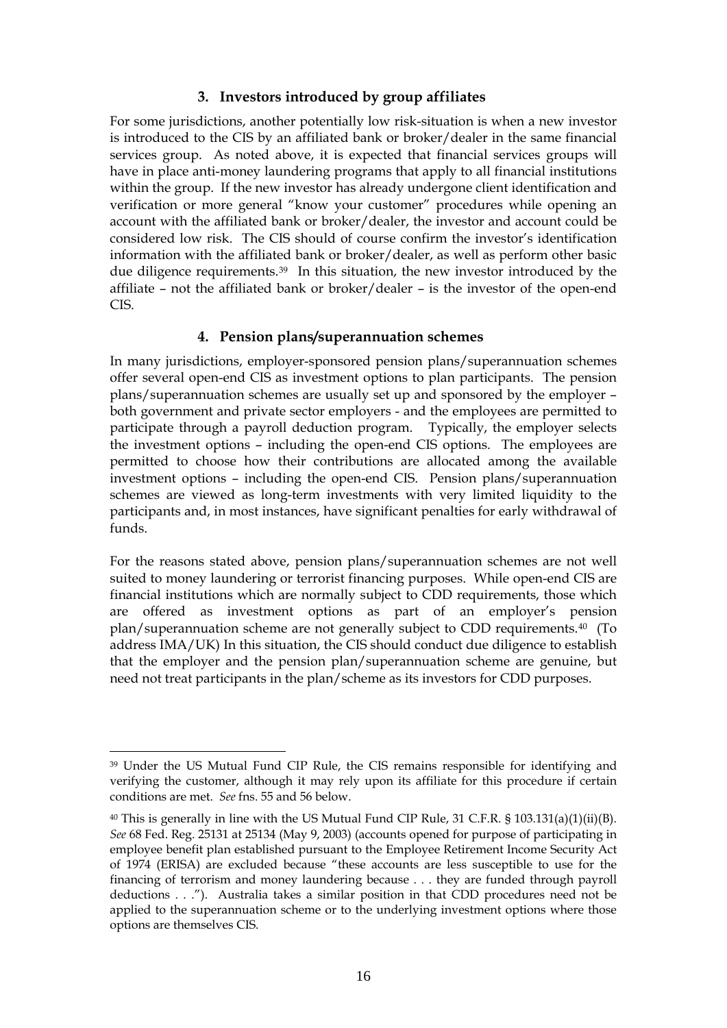### 3. Investors introduced by group affiliates

For some jurisdictions, another potentially low risk-situation is when a new investor is introduced to the CIS by an affiliated bank or broker/dealer in the same financial services group. As noted above, it is expected that financial services groups will have in place anti-money laundering programs that apply to all financial institutions within the group. If the new investor has already undergone client identification and verification or more general "know your customer" procedures while opening an account with the affiliated bank or broker/dealer, the investor and account could be considered low risk. The CIS should of course confirm the investor's identification information with the affiliated bank or broker/dealer, as well as perform other basic due diligence requirements.[39] In this situation, the new investor introduced by the affiliate – not the affiliated bank or broker/dealer – is the investor of the open-end CIS.

### 4. Pension plans/superannuation schemes

In many jurisdictions, employer-sponsored pension plans/superannuation schemes offer several open-end CIS as investment options to plan participants. The pension plans/superannuation schemes are usually set up and sponsored by the employer – both government and private sector employers - and the employees are permitted to participate through a payroll deduction program. Typically, the employer selects the investment options – including the open-end CIS options. The employees are permitted to choose how their contributions are allocated among the available investment options – including the open-end CIS. Pension plans/superannuation schemes are viewed as long-term investments with very limited liquidity to the participants and, in most instances, have significant penalties for early withdrawal of funds.

For the reasons stated above, pension plans/superannuation schemes are not well suited to money laundering or terrorist financing purposes. While open-end CIS are financial institutions which are normally subject to CDD requirements, those which are offered as investment options as part of an employer's pension plan/superannuation scheme are not generally subject to CDD requirements.[40] (To address IMA/UK) In this situation, the CIS should conduct due diligence to establish that the employer and the pension plan/superannuation scheme are genuine, but need not treat participants in the plan/scheme as its investors for CDD purposes.

---

[39] Under the US Mutual Fund CIP Rule, the CIS remains responsible for identifying and verifying the customer, although it may rely upon its affiliate for this procedure if certain conditions are met. *See* fns. 55 and 56 below.

[40] This is generally in line with the US Mutual Fund CIP Rule, 31 C.F.R. § 103.131(a)(1)(ii)(B). *See* 68 Fed. Reg. 25131 at 25134 (May 9, 2003) (accounts opened for purpose of participating in employee benefit plan established pursuant to the Employee Retirement Income Security Act of 1974 (ERISA) are excluded because "these accounts are less susceptible to use for the financing of terrorism and money laundering because . . . they are funded through payroll deductions . . ."). Australia takes a similar position in that CDD procedures need not be applied to the superannuation scheme or to the underlying investment options where those options are themselves CIS.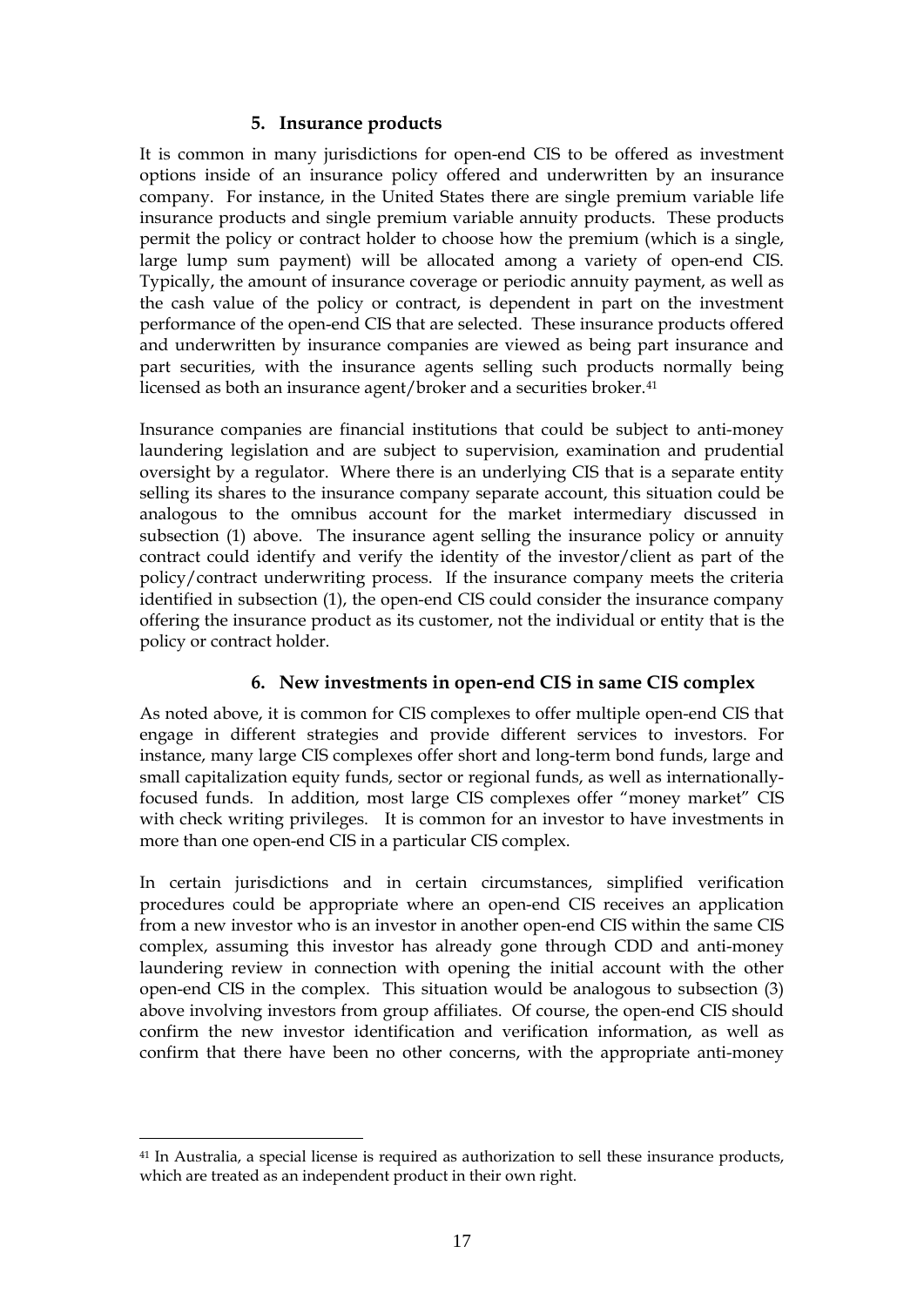### 5. Insurance products

It is common in many jurisdictions for open-end CIS to be offered as investment options inside of an insurance policy offered and underwritten by an insurance company. For instance, in the United States there are single premium variable life insurance products and single premium variable annuity products. These products permit the policy or contract holder to choose how the premium (which is a single, large lump sum payment) will be allocated among a variety of open-end CIS. Typically, the amount of insurance coverage or periodic annuity payment, as well as the cash value of the policy or contract, is dependent in part on the investment performance of the open-end CIS that are selected. These insurance products offered and underwritten by insurance companies are viewed as being part insurance and part securities, with the insurance agents selling such products normally being licensed as both an insurance agent/broker and a securities broker.[41]

Insurance companies are financial institutions that could be subject to anti-money laundering legislation and are subject to supervision, examination and prudential oversight by a regulator. Where there is an underlying CIS that is a separate entity selling its shares to the insurance company separate account, this situation could be analogous to the omnibus account for the market intermediary discussed in subsection (1) above. The insurance agent selling the insurance policy or annuity contract could identify and verify the identity of the investor/client as part of the policy/contract underwriting process. If the insurance company meets the criteria identified in subsection (1), the open-end CIS could consider the insurance company offering the insurance product as its customer, not the individual or entity that is the policy or contract holder.

### 6. New investments in open-end CIS in same CIS complex

As noted above, it is common for CIS complexes to offer multiple open-end CIS that engage in different strategies and provide different services to investors. For instance, many large CIS complexes offer short and long-term bond funds, large and small capitalization equity funds, sector or regional funds, as well as internationally-focused funds. In addition, most large CIS complexes offer "money market" CIS with check writing privileges. It is common for an investor to have investments in more than one open-end CIS in a particular CIS complex.

In certain jurisdictions and in certain circumstances, simplified verification procedures could be appropriate where an open-end CIS receives an application from a new investor who is an investor in another open-end CIS within the same CIS complex, assuming this investor has already gone through CDD and anti-money laundering review in connection with opening the initial account with the other open-end CIS in the complex. This situation would be analogous to subsection (3) above involving investors from group affiliates. Of course, the open-end CIS should confirm the new investor identification and verification information, as well as confirm that there have been no other concerns, with the appropriate anti-money

---

[41] In Australia, a special license is required as authorization to sell these insurance products, which are treated as an independent product in their own right.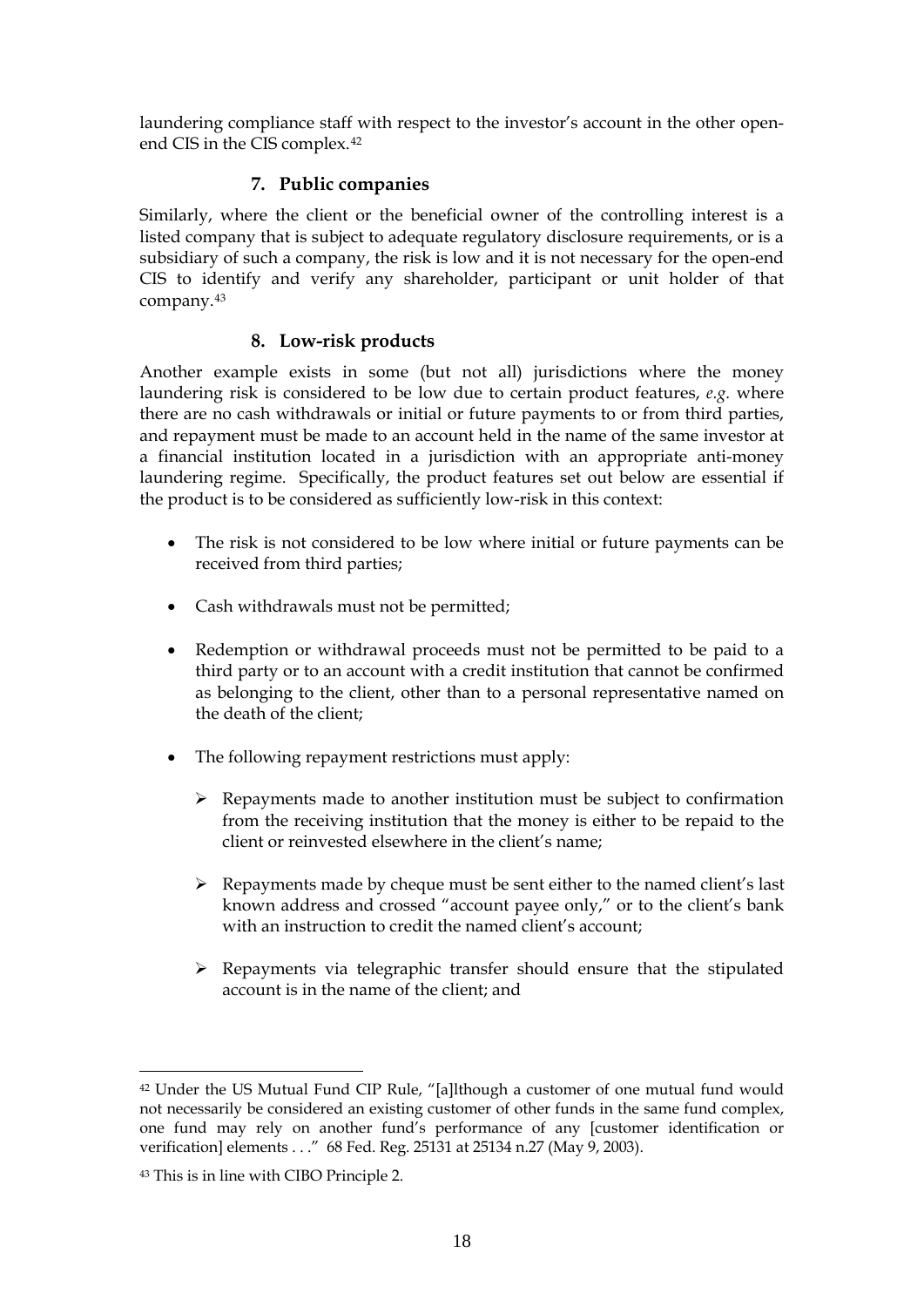laundering compliance staff with respect to the investor's account in the other open-end CIS in the CIS complex.[42]

### 7. Public companies

Similarly, where the client or the beneficial owner of the controlling interest is a listed company that is subject to adequate regulatory disclosure requirements, or is a subsidiary of such a company, the risk is low and it is not necessary for the open-end CIS to identify and verify any shareholder, participant or unit holder of that company.[43]

### 8. Low-risk products

Another example exists in some (but not all) jurisdictions where the money laundering risk is considered to be low due to certain product features, *e.g.* where there are no cash withdrawals or initial or future payments to or from third parties, and repayment must be made to an account held in the name of the same investor at a financial institution located in a jurisdiction with an appropriate anti-money laundering regime. Specifically, the product features set out below are essential if the product is to be considered as sufficiently low-risk in this context:

- The risk is not considered to be low where initial or future payments can be received from third parties;
- Cash withdrawals must not be permitted;
- Redemption or withdrawal proceeds must not be permitted to be paid to a third party or to an account with a credit institution that cannot be confirmed as belonging to the client, other than to a personal representative named on the death of the client;
- The following repayment restrictions must apply:
  - Repayments made to another institution must be subject to confirmation from the receiving institution that the money is either to be repaid to the client or reinvested elsewhere in the client's name;
  - Repayments made by cheque must be sent either to the named client's last known address and crossed "account payee only," or to the client's bank with an instruction to credit the named client's account;
  - Repayments via telegraphic transfer should ensure that the stipulated account is in the name of the client; and

---

[42] Under the US Mutual Fund CIP Rule, "[a]lthough a customer of one mutual fund would not necessarily be considered an existing customer of other funds in the same fund complex, one fund may rely on another fund's performance of any [customer identification or verification] elements . . ." 68 Fed. Reg. 25131 at 25134 n.27 (May 9, 2003).

[43] This is in line with CIBO Principle 2.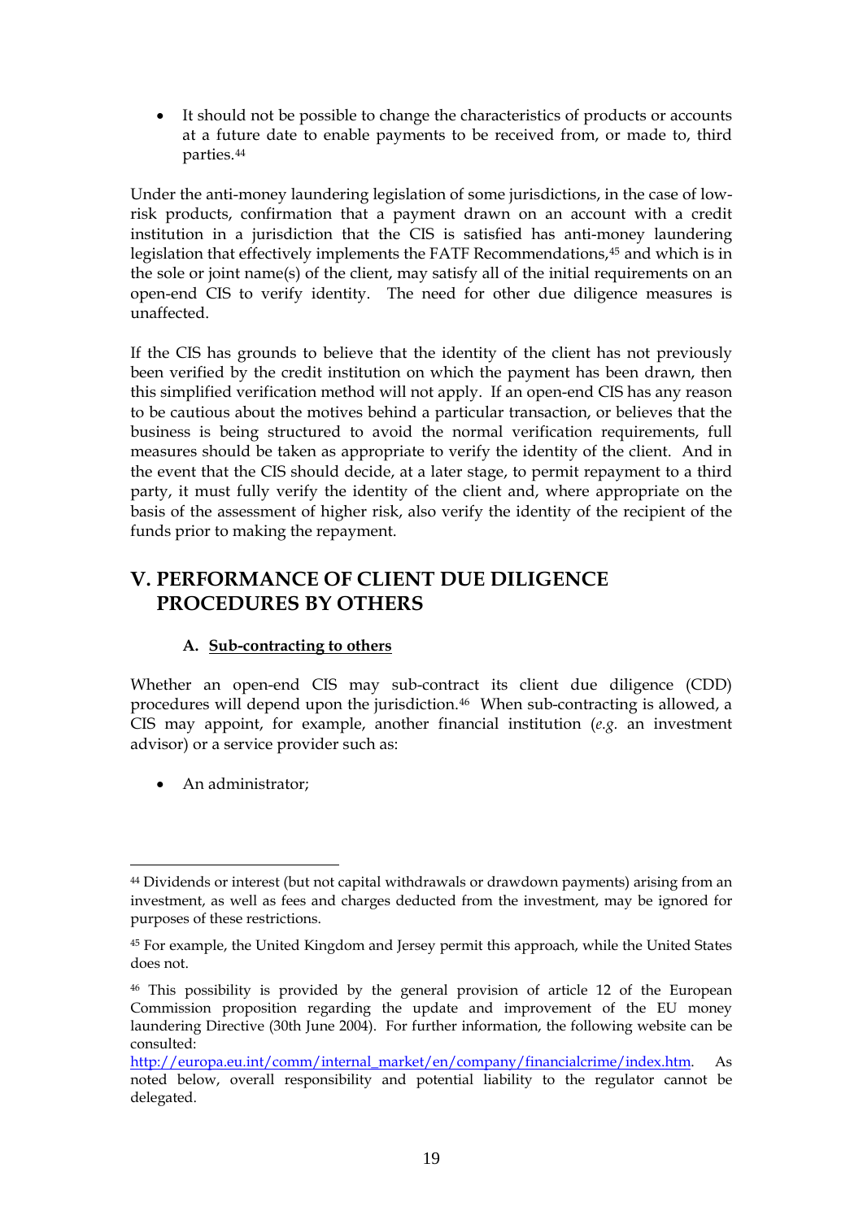- It should not be possible to change the characteristics of products or accounts at a future date to enable payments to be received from, or made to, third parties.[44]

Under the anti-money laundering legislation of some jurisdictions, in the case of low-risk products, confirmation that a payment drawn on an account with a credit institution in a jurisdiction that the CIS is satisfied has anti-money laundering legislation that effectively implements the FATF Recommendations,[45] and which is in the sole or joint name(s) of the client, may satisfy all of the initial requirements on an open-end CIS to verify identity. The need for other due diligence measures is unaffected.

If the CIS has grounds to believe that the identity of the client has not previously been verified by the credit institution on which the payment has been drawn, then this simplified verification method will not apply. If an open-end CIS has any reason to be cautious about the motives behind a particular transaction, or believes that the business is being structured to avoid the normal verification requirements, full measures should be taken as appropriate to verify the identity of the client. And in the event that the CIS should decide, at a later stage, to permit repayment to a third party, it must fully verify the identity of the client and, where appropriate on the basis of the assessment of higher risk, also verify the identity of the recipient of the funds prior to making the repayment.

## V. PERFORMANCE OF CLIENT DUE DILIGENCE PROCEDURES BY OTHERS

### A. Sub-contracting to others

Whether an open-end CIS may sub-contract its client due diligence (CDD) procedures will depend upon the jurisdiction.[46] When sub-contracting is allowed, a CIS may appoint, for example, another financial institution (*e.g.* an investment advisor) or a service provider such as:

- An administrator;

---

[44] Dividends or interest (but not capital withdrawals or drawdown payments) arising from an investment, as well as fees and charges deducted from the investment, may be ignored for purposes of these restrictions.

[45] For example, the United Kingdom and Jersey permit this approach, while the United States does not.

[46] This possibility is provided by the general provision of article 12 of the European Commission proposition regarding the update and improvement of the EU money laundering Directive (30th June 2004). For further information, the following website can be consulted: http://europa.eu.int/comm/internal_market/en/company/financialcrime/index.htm. As noted below, overall responsibility and potential liability to the regulator cannot be delegated.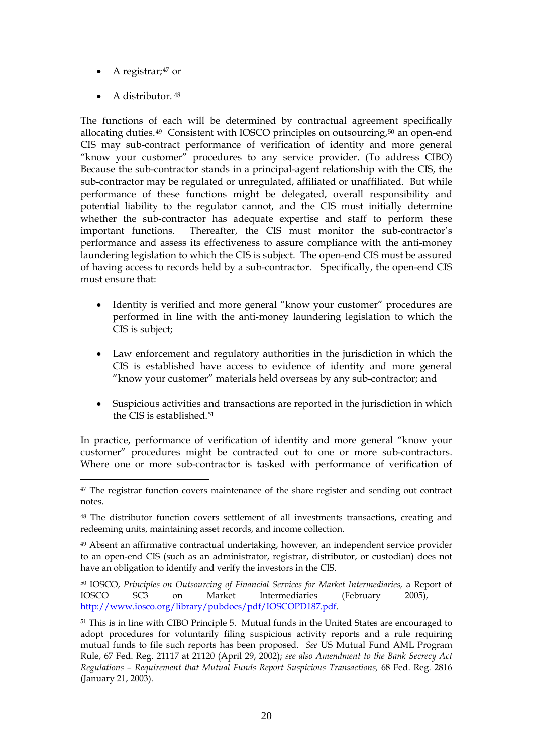- A registrar;[47] or

- A distributor.[48]

The functions of each will be determined by contractual agreement specifically allocating duties.[49] Consistent with IOSCO principles on outsourcing,[50] an open-end CIS may sub-contract performance of verification of identity and more general "know your customer" procedures to any service provider. (To address CIBO) Because the sub-contractor stands in a principal-agent relationship with the CIS, the sub-contractor may be regulated or unregulated, affiliated or unaffiliated. But while performance of these functions might be delegated, overall responsibility and potential liability to the regulator cannot, and the CIS must initially determine whether the sub-contractor has adequate expertise and staff to perform these important functions. Thereafter, the CIS must monitor the sub-contractor's performance and assess its effectiveness to assure compliance with the anti-money laundering legislation to which the CIS is subject. The open-end CIS must be assured of having access to records held by a sub-contractor. Specifically, the open-end CIS must ensure that:

- Identity is verified and more general "know your customer" procedures are performed in line with the anti-money laundering legislation to which the CIS is subject;

- Law enforcement and regulatory authorities in the jurisdiction in which the CIS is established have access to evidence of identity and more general "know your customer" materials held overseas by any sub-contractor; and

- Suspicious activities and transactions are reported in the jurisdiction in which the CIS is established.[51]

In practice, performance of verification of identity and more general "know your customer" procedures might be contracted out to one or more sub-contractors. Where one or more sub-contractor is tasked with performance of verification of

---

[47] The registrar function covers maintenance of the share register and sending out contract notes.

[48] The distributor function covers settlement of all investments transactions, creating and redeeming units, maintaining asset records, and income collection.

[49] Absent an affirmative contractual undertaking, however, an independent service provider to an open-end CIS (such as an administrator, registrar, distributor, or custodian) does not have an obligation to identify and verify the investors in the CIS.

[50] IOSCO, *Principles on Outsourcing of Financial Services for Market Intermediaries,* a Report of IOSCO SC3 on Market Intermediaries (February 2005), http://www.iosco.org/library/pubdocs/pdf/IOSCOPD187.pdf.

[51] This is in line with CIBO Principle 5. Mutual funds in the United States are encouraged to adopt procedures for voluntarily filing suspicious activity reports and a rule requiring mutual funds to file such reports has been proposed. *See* US Mutual Fund AML Program Rule, 67 Fed. Reg. 21117 at 21120 (April 29, 2002); *see also Amendment to the Bank Secrecy Act Regulations – Requirement that Mutual Funds Report Suspicious Transactions,* 68 Fed. Reg. 2816 (January 21, 2003).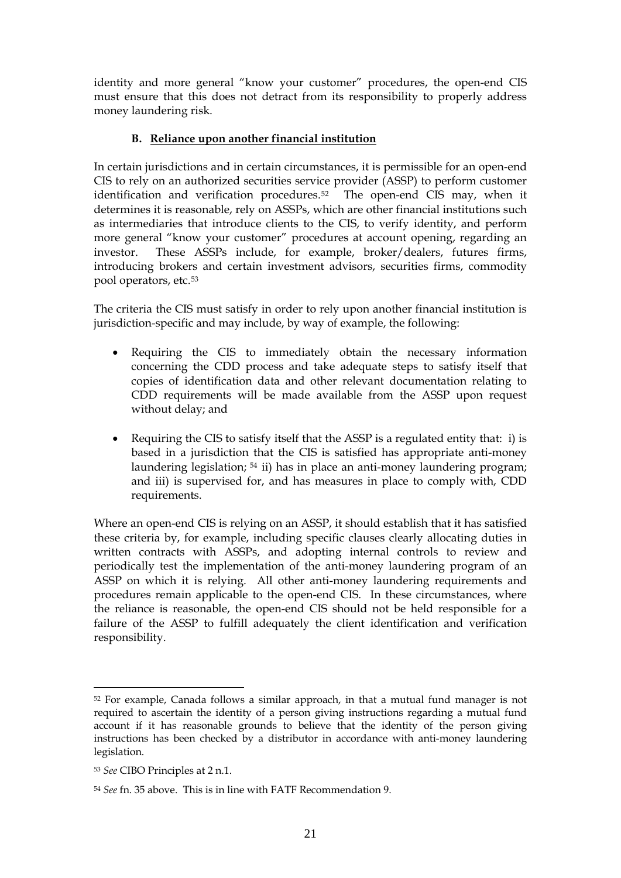identity and more general "know your customer" procedures, the open-end CIS must ensure that this does not detract from its responsibility to properly address money laundering risk.

### B. Reliance upon another financial institution

In certain jurisdictions and in certain circumstances, it is permissible for an open-end CIS to rely on an authorized securities service provider (ASSP) to perform customer identification and verification procedures.[52] The open-end CIS may, when it determines it is reasonable, rely on ASSPs, which are other financial institutions such as intermediaries that introduce clients to the CIS, to verify identity, and perform more general "know your customer" procedures at account opening, regarding an investor. These ASSPs include, for example, broker/dealers, futures firms, introducing brokers and certain investment advisors, securities firms, commodity pool operators, etc.[53]

The criteria the CIS must satisfy in order to rely upon another financial institution is jurisdiction-specific and may include, by way of example, the following:

- Requiring the CIS to immediately obtain the necessary information concerning the CDD process and take adequate steps to satisfy itself that copies of identification data and other relevant documentation relating to CDD requirements will be made available from the ASSP upon request without delay; and

- Requiring the CIS to satisfy itself that the ASSP is a regulated entity that: i) is based in a jurisdiction that the CIS is satisfied has appropriate anti-money laundering legislation; [54] ii) has in place an anti-money laundering program; and iii) is supervised for, and has measures in place to comply with, CDD requirements.

Where an open-end CIS is relying on an ASSP, it should establish that it has satisfied these criteria by, for example, including specific clauses clearly allocating duties in written contracts with ASSPs, and adopting internal controls to review and periodically test the implementation of the anti-money laundering program of an ASSP on which it is relying. All other anti-money laundering requirements and procedures remain applicable to the open-end CIS. In these circumstances, where the reliance is reasonable, the open-end CIS should not be held responsible for a failure of the ASSP to fulfill adequately the client identification and verification responsibility.

---

[52] For example, Canada follows a similar approach, in that a mutual fund manager is not required to ascertain the identity of a person giving instructions regarding a mutual fund account if it has reasonable grounds to believe that the identity of the person giving instructions has been checked by a distributor in accordance with anti-money laundering legislation.

[53] *See* CIBO Principles at 2 n.1.

[54] *See* fn. 35 above. This is in line with FATF Recommendation 9.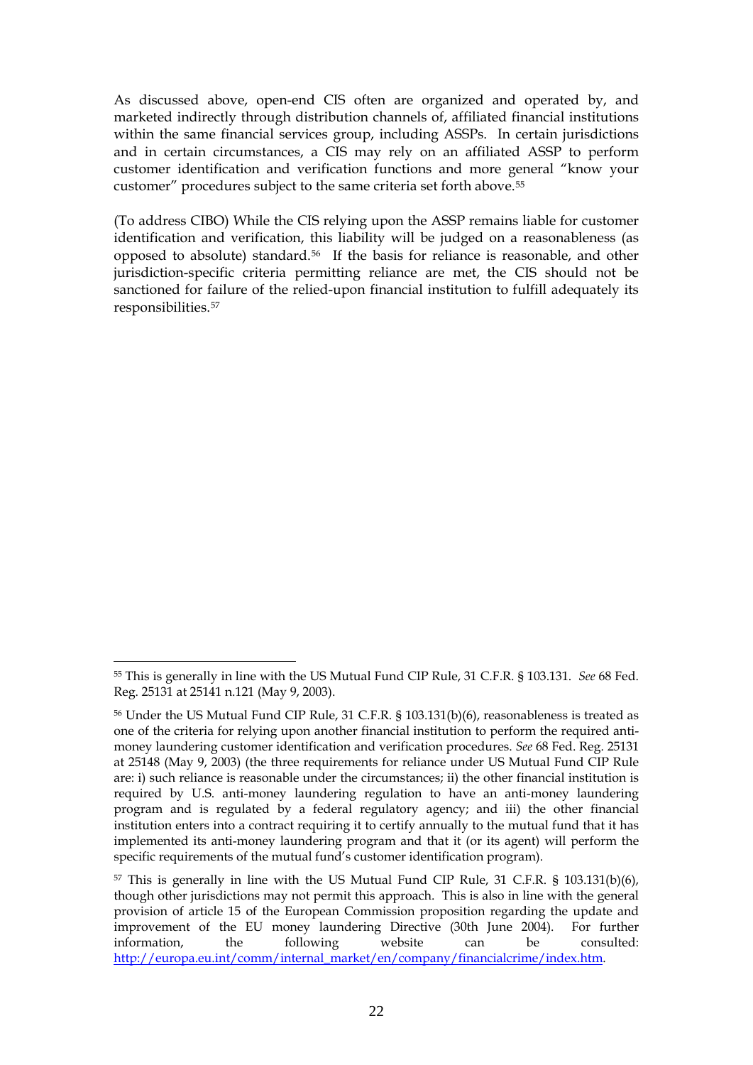As discussed above, open-end CIS often are organized and operated by, and marketed indirectly through distribution channels of, affiliated financial institutions within the same financial services group, including ASSPs. In certain jurisdictions and in certain circumstances, a CIS may rely on an affiliated ASSP to perform customer identification and verification functions and more general "know your customer" procedures subject to the same criteria set forth above.[55]

(To address CIBO) While the CIS relying upon the ASSP remains liable for customer identification and verification, this liability will be judged on a reasonableness (as opposed to absolute) standard.[56] If the basis for reliance is reasonable, and other jurisdiction-specific criteria permitting reliance are met, the CIS should not be sanctioned for failure of the relied-upon financial institution to fulfill adequately its responsibilities.[57]

---

[55] This is generally in line with the US Mutual Fund CIP Rule, 31 C.F.R. § 103.131. *See* 68 Fed. Reg. 25131 at 25141 n.121 (May 9, 2003).

[56] Under the US Mutual Fund CIP Rule, 31 C.F.R. § 103.131(b)(6), reasonableness is treated as one of the criteria for relying upon another financial institution to perform the required anti-money laundering customer identification and verification procedures. *See* 68 Fed. Reg. 25131 at 25148 (May 9, 2003) (the three requirements for reliance under US Mutual Fund CIP Rule are: i) such reliance is reasonable under the circumstances; ii) the other financial institution is required by U.S. anti-money laundering regulation to have an anti-money laundering program and is regulated by a federal regulatory agency; and iii) the other financial institution enters into a contract requiring it to certify annually to the mutual fund that it has implemented its anti-money laundering program and that it (or its agent) will perform the specific requirements of the mutual fund's customer identification program).

[57] This is generally in line with the US Mutual Fund CIP Rule, 31 C.F.R. § 103.131(b)(6), though other jurisdictions may not permit this approach. This is also in line with the general provision of article 15 of the European Commission proposition regarding the update and improvement of the EU money laundering Directive (30th June 2004). For further information, the following website can be consulted: http://europa.eu.int/comm/internal_market/en/company/financialcrime/index.htm.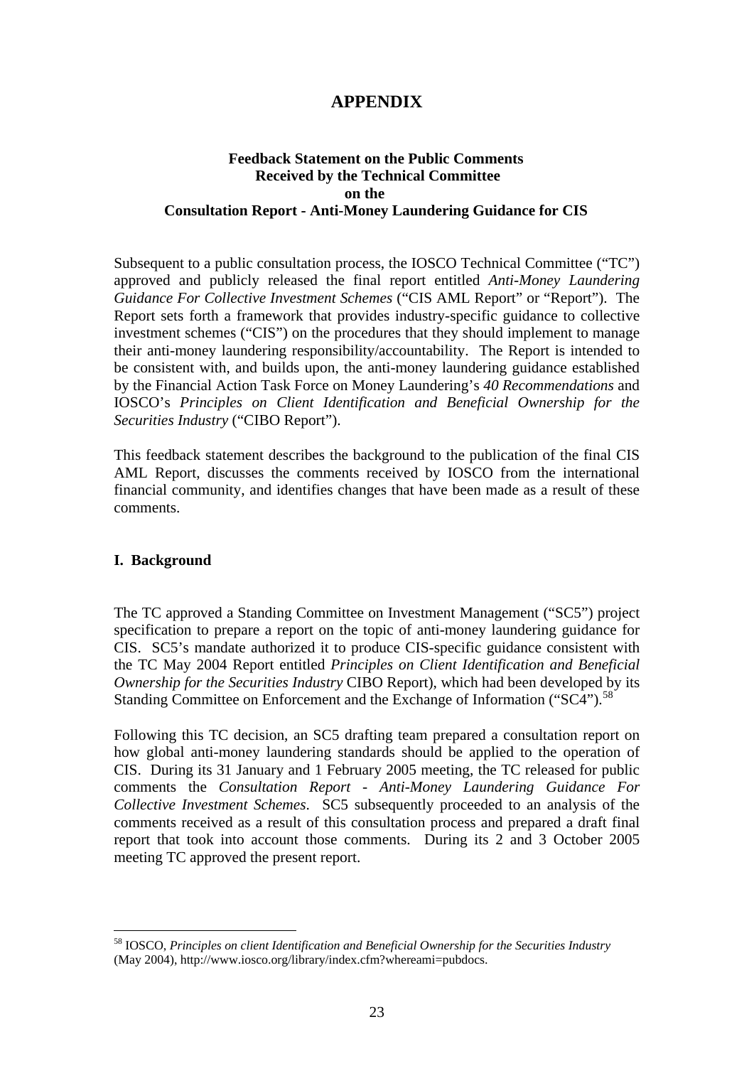# APPENDIX

**Feedback Statement on the Public Comments Received by the Technical Committee on the Consultation Report - Anti-Money Laundering Guidance for CIS**

Subsequent to a public consultation process, the IOSCO Technical Committee ("TC") approved and publicly released the final report entitled *Anti-Money Laundering Guidance For Collective Investment Schemes* ("CIS AML Report" or "Report"). The Report sets forth a framework that provides industry-specific guidance to collective investment schemes ("CIS") on the procedures that they should implement to manage their anti-money laundering responsibility/accountability. The Report is intended to be consistent with, and builds upon, the anti-money laundering guidance established by the Financial Action Task Force on Money Laundering's *40 Recommendations* and IOSCO's *Principles on Client Identification and Beneficial Ownership for the Securities Industry* ("CIBO Report").

This feedback statement describes the background to the publication of the final CIS AML Report, discusses the comments received by IOSCO from the international financial community, and identifies changes that have been made as a result of these comments.

## I. Background

The TC approved a Standing Committee on Investment Management ("SC5") project specification to prepare a report on the topic of anti-money laundering guidance for CIS. SC5's mandate authorized it to produce CIS-specific guidance consistent with the TC May 2004 Report entitled *Principles on Client Identification and Beneficial Ownership for the Securities Industry* CIBO Report), which had been developed by its Standing Committee on Enforcement and the Exchange of Information ("SC4").[58]

Following this TC decision, an SC5 drafting team prepared a consultation report on how global anti-money laundering standards should be applied to the operation of CIS. During its 31 January and 1 February 2005 meeting, the TC released for public comments the *Consultation Report - Anti-Money Laundering Guidance For Collective Investment Schemes*. SC5 subsequently proceeded to an analysis of the comments received as a result of this consultation process and prepared a draft final report that took into account those comments. During its 2 and 3 October 2005 meeting TC approved the present report.

[58] IOSCO, *Principles on client Identification and Beneficial Ownership for the Securities Industry* (May 2004), http://www.iosco.org/library/index.cfm?whereami=pubdocs.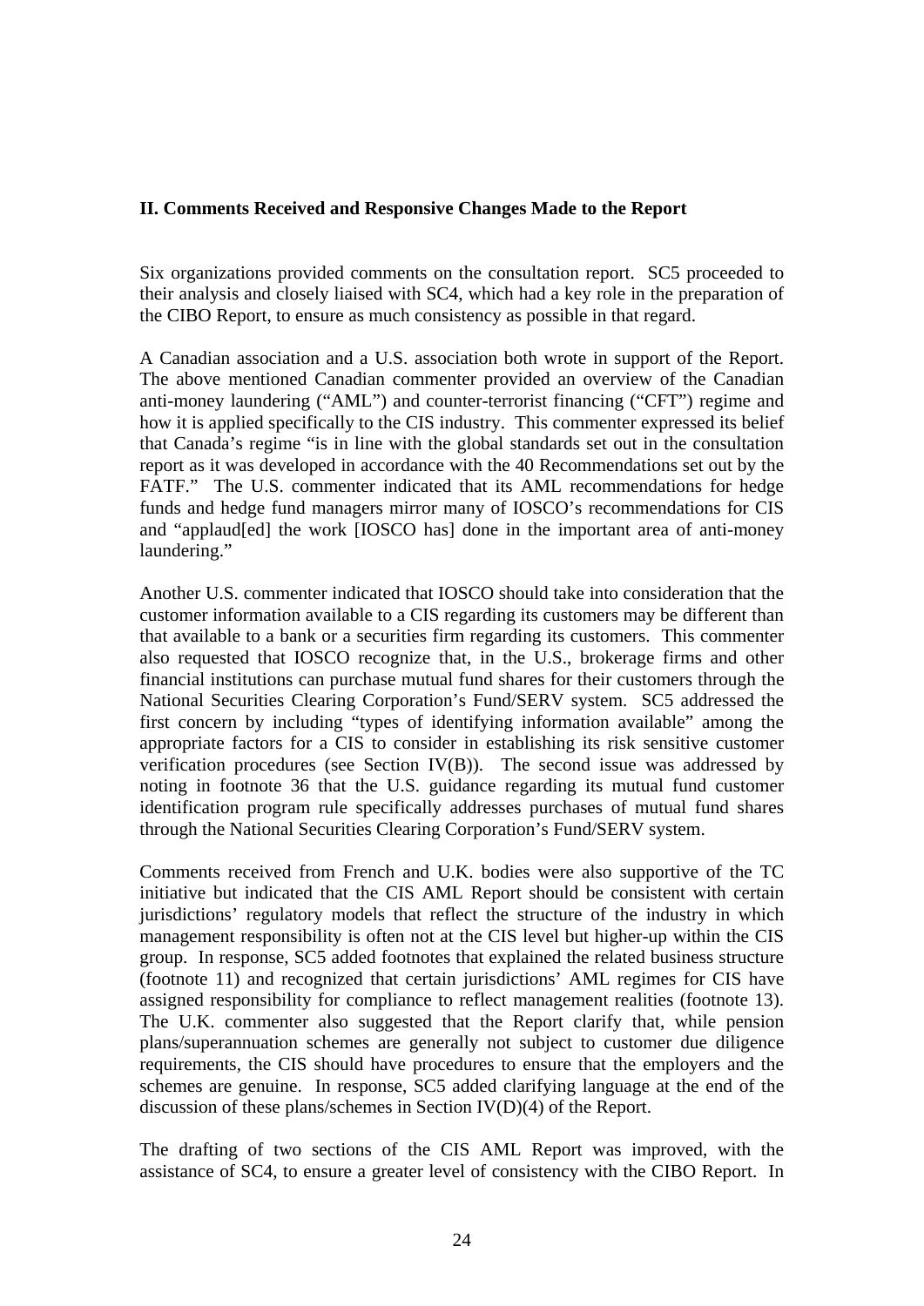**II. Comments Received and Responsive Changes Made to the Report**

Six organizations provided comments on the consultation report. SC5 proceeded to their analysis and closely liaised with SC4, which had a key role in the preparation of the CIBO Report, to ensure as much consistency as possible in that regard.

A Canadian association and a U.S. association both wrote in support of the Report. The above mentioned Canadian commenter provided an overview of the Canadian anti-money laundering ("AML") and counter-terrorist financing ("CFT") regime and how it is applied specifically to the CIS industry. This commenter expressed its belief that Canada's regime "is in line with the global standards set out in the consultation report as it was developed in accordance with the 40 Recommendations set out by the FATF." The U.S. commenter indicated that its AML recommendations for hedge funds and hedge fund managers mirror many of IOSCO's recommendations for CIS and "applaud[ed] the work [IOSCO has] done in the important area of anti-money laundering."

Another U.S. commenter indicated that IOSCO should take into consideration that the customer information available to a CIS regarding its customers may be different than that available to a bank or a securities firm regarding its customers. This commenter also requested that IOSCO recognize that, in the U.S., brokerage firms and other financial institutions can purchase mutual fund shares for their customers through the National Securities Clearing Corporation's Fund/SERV system. SC5 addressed the first concern by including "types of identifying information available" among the appropriate factors for a CIS to consider in establishing its risk sensitive customer verification procedures (see Section IV(B)). The second issue was addressed by noting in footnote 36 that the U.S. guidance regarding its mutual fund customer identification program rule specifically addresses purchases of mutual fund shares through the National Securities Clearing Corporation's Fund/SERV system.

Comments received from French and U.K. bodies were also supportive of the TC initiative but indicated that the CIS AML Report should be consistent with certain jurisdictions' regulatory models that reflect the structure of the industry in which management responsibility is often not at the CIS level but higher-up within the CIS group. In response, SC5 added footnotes that explained the related business structure (footnote 11) and recognized that certain jurisdictions' AML regimes for CIS have assigned responsibility for compliance to reflect management realities (footnote 13). The U.K. commenter also suggested that the Report clarify that, while pension plans/superannuation schemes are generally not subject to customer due diligence requirements, the CIS should have procedures to ensure that the employers and the schemes are genuine. In response, SC5 added clarifying language at the end of the discussion of these plans/schemes in Section IV(D)(4) of the Report.

The drafting of two sections of the CIS AML Report was improved, with the assistance of SC4, to ensure a greater level of consistency with the CIBO Report. In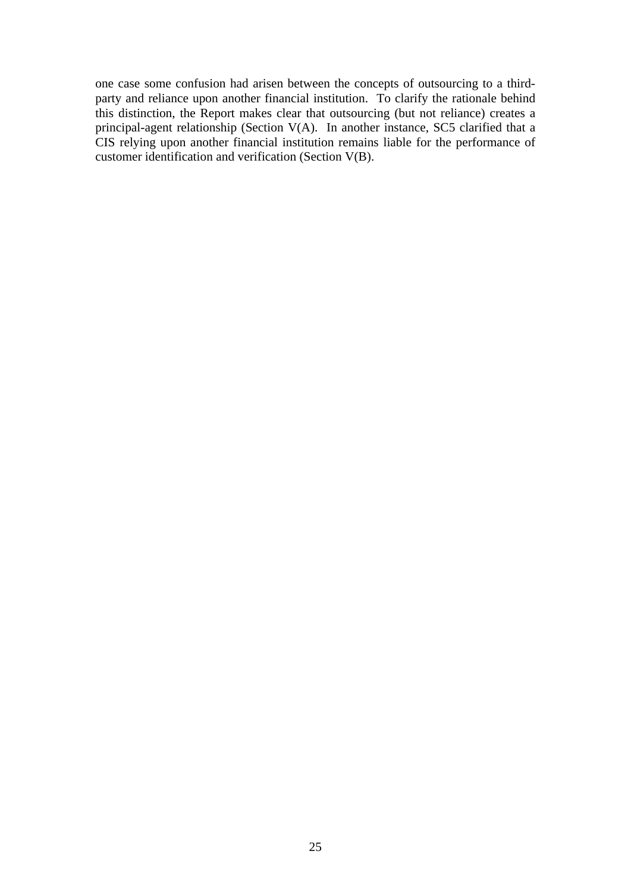one case some confusion had arisen between the concepts of outsourcing to a third-party and reliance upon another financial institution. To clarify the rationale behind this distinction, the Report makes clear that outsourcing (but not reliance) creates a principal-agent relationship (Section V(A). In another instance, SC5 clarified that a CIS relying upon another financial institution remains liable for the performance of customer identification and verification (Section V(B).